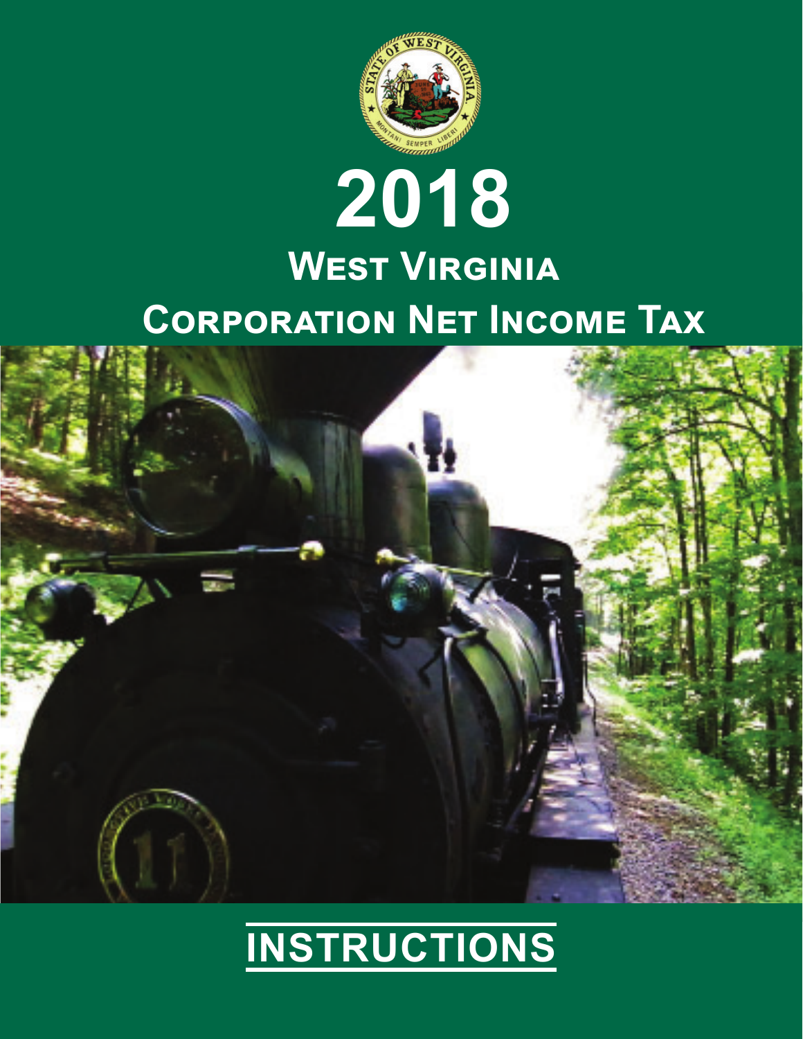# 2018

## West Virginia

## Corporation Net Income Tax

# INSTRUCTIONS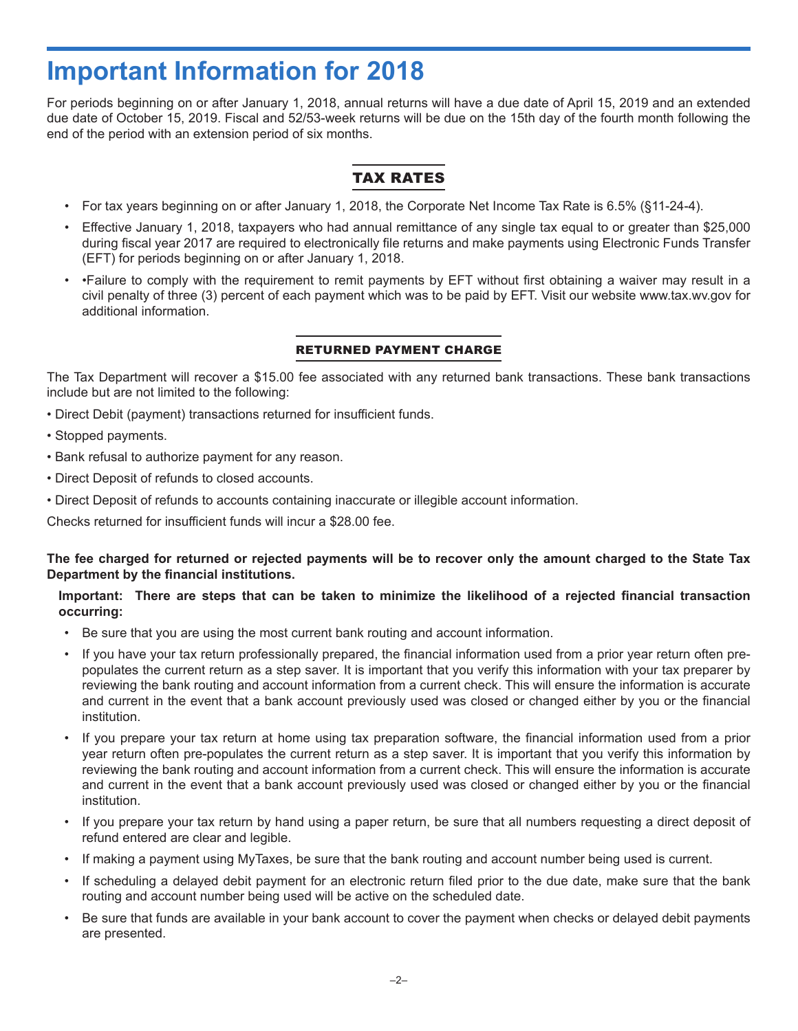# Important Information for 2018

For periods beginning on or after January 1, 2018, annual returns will have a due date of April 15, 2019 and an extended due date of October 15, 2019. Fiscal and 52/53-week returns will be due on the 15th day of the fourth month following the end of the period with an extension period of six months.

## TAX RATES

- For tax years beginning on or after January 1, 2018, the Corporate Net Income Tax Rate is 6.5% (§11-24-4).
- Effective January 1, 2018, taxpayers who had annual remittance of any single tax equal to or greater than $25,000 during fiscal year 2017 are required to electronically file returns and make payments using Electronic Funds Transfer (EFT) for periods beginning on or after January 1, 2018.
- •Failure to comply with the requirement to remit payments by EFT without first obtaining a waiver may result in a civil penalty of three (3) percent of each payment which was to be paid by EFT. Visit our website www.tax.wv.gov for additional information.

## RETURNED PAYMENT CHARGE

The Tax Department will recover a $15.00 fee associated with any returned bank transactions. These bank transactions include but are not limited to the following:

- Direct Debit (payment) transactions returned for insufficient funds.
- Stopped payments.
- Bank refusal to authorize payment for any reason.
- Direct Deposit of refunds to closed accounts.
- Direct Deposit of refunds to accounts containing inaccurate or illegible account information.

Checks returned for insufficient funds will incur a $28.00 fee.

**The fee charged for returned or rejected payments will be to recover only the amount charged to the State Tax Department by the financial institutions.**

**Important: There are steps that can be taken to minimize the likelihood of a rejected financial transaction occurring:**

- Be sure that you are using the most current bank routing and account information.
- If you have your tax return professionally prepared, the financial information used from a prior year return often pre-populates the current return as a step saver. It is important that you verify this information with your tax preparer by reviewing the bank routing and account information from a current check. This will ensure the information is accurate and current in the event that a bank account previously used was closed or changed either by you or the financial institution.
- If you prepare your tax return at home using tax preparation software, the financial information used from a prior year return often pre-populates the current return as a step saver. It is important that you verify this information by reviewing the bank routing and account information from a current check. This will ensure the information is accurate and current in the event that a bank account previously used was closed or changed either by you or the financial institution.
- If you prepare your tax return by hand using a paper return, be sure that all numbers requesting a direct deposit of refund entered are clear and legible.
- If making a payment using MyTaxes, be sure that the bank routing and account number being used is current.
- If scheduling a delayed debit payment for an electronic return filed prior to the due date, make sure that the bank routing and account number being used will be active on the scheduled date.
- Be sure that funds are available in your bank account to cover the payment when checks or delayed debit payments are presented.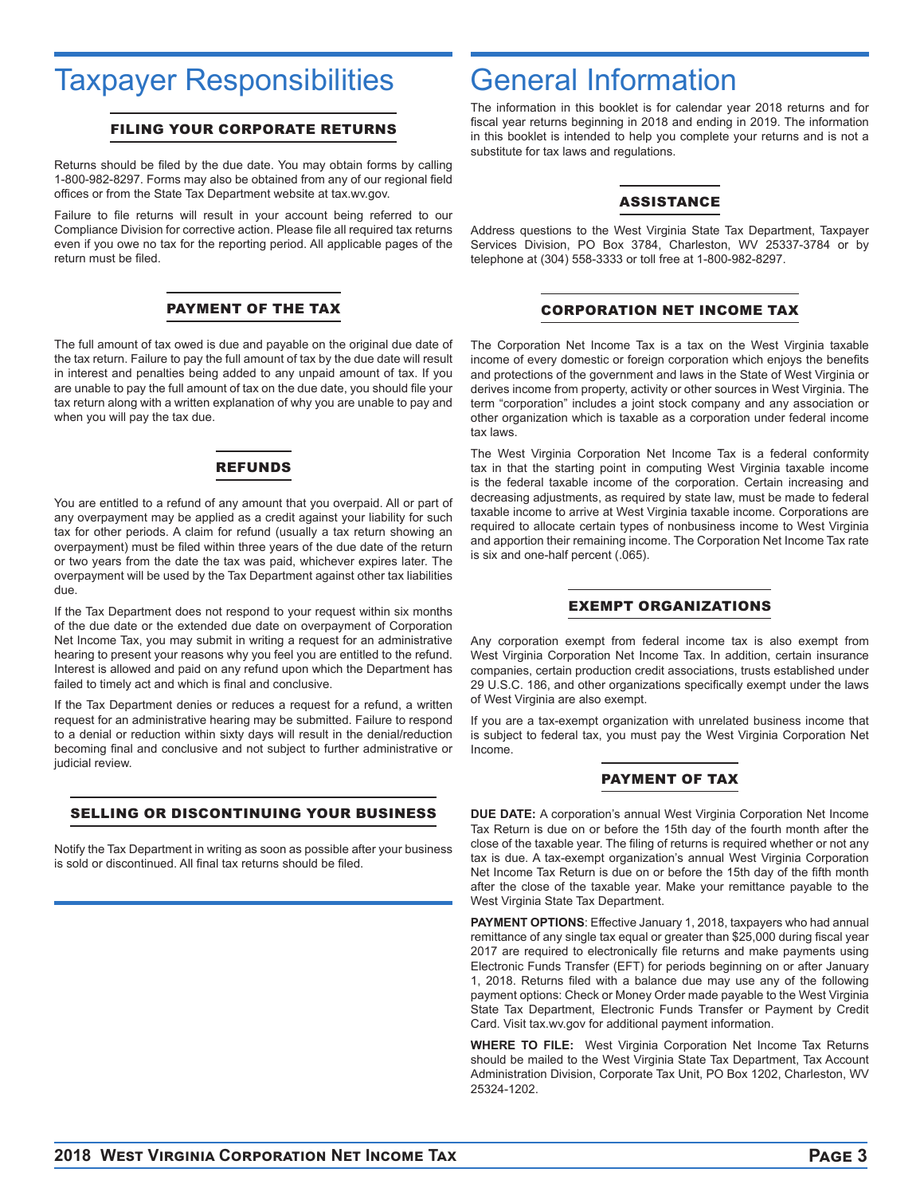# Taxpayer Responsibilities

## FILING YOUR CORPORATE RETURNS

Returns should be filed by the due date. You may obtain forms by calling 1-800-982-8297. Forms may also be obtained from any of our regional field offices or from the State Tax Department website at tax.wv.gov.

Failure to file returns will result in your account being referred to our Compliance Division for corrective action. Please file all required tax returns even if you owe no tax for the reporting period. All applicable pages of the return must be filed.

## PAYMENT OF THE TAX

The full amount of tax owed is due and payable on the original due date of the tax return. Failure to pay the full amount of tax by the due date will result in interest and penalties being added to any unpaid amount of tax. If you are unable to pay the full amount of tax on the due date, you should file your tax return along with a written explanation of why you are unable to pay and when you will pay the tax due.

## REFUNDS

You are entitled to a refund of any amount that you overpaid. All or part of any overpayment may be applied as a credit against your liability for such tax for other periods. A claim for refund (usually a tax return showing an overpayment) must be filed within three years of the due date of the return or two years from the date the tax was paid, whichever expires later. The overpayment will be used by the Tax Department against other tax liabilities due.

If the Tax Department does not respond to your request within six months of the due date or the extended due date on overpayment of Corporation Net Income Tax, you may submit in writing a request for an administrative hearing to present your reasons why you feel you are entitled to the refund. Interest is allowed and paid on any refund upon which the Department has failed to timely act and which is final and conclusive.

If the Tax Department denies or reduces a request for a refund, a written request for an administrative hearing may be submitted. Failure to respond to a denial or reduction within sixty days will result in the denial/reduction becoming final and conclusive and not subject to further administrative or judicial review.

## SELLING OR DISCONTINUING YOUR BUSINESS

Notify the Tax Department in writing as soon as possible after your business is sold or discontinued. All final tax returns should be filed.

# General Information

The information in this booklet is for calendar year 2018 returns and for fiscal year returns beginning in 2018 and ending in 2019. The information in this booklet is intended to help you complete your returns and is not a substitute for tax laws and regulations.

## ASSISTANCE

Address questions to the West Virginia State Tax Department, Taxpayer Services Division, PO Box 3784, Charleston, WV 25337-3784 or by telephone at (304) 558-3333 or toll free at 1-800-982-8297.

## CORPORATION NET INCOME TAX

The Corporation Net Income Tax is a tax on the West Virginia taxable income of every domestic or foreign corporation which enjoys the benefits and protections of the government and laws in the State of West Virginia or derives income from property, activity or other sources in West Virginia. The term "corporation" includes a joint stock company and any association or other organization which is taxable as a corporation under federal income tax laws.

The West Virginia Corporation Net Income Tax is a federal conformity tax in that the starting point in computing West Virginia taxable income is the federal taxable income of the corporation. Certain increasing and decreasing adjustments, as required by state law, must be made to federal taxable income to arrive at West Virginia taxable income. Corporations are required to allocate certain types of nonbusiness income to West Virginia and apportion their remaining income. The Corporation Net Income Tax rate is six and one-half percent (.065).

## EXEMPT ORGANIZATIONS

Any corporation exempt from federal income tax is also exempt from West Virginia Corporation Net Income Tax. In addition, certain insurance companies, certain production credit associations, trusts established under 29 U.S.C. 186, and other organizations specifically exempt under the laws of West Virginia are also exempt.

If you are a tax-exempt organization with unrelated business income that is subject to federal tax, you must pay the West Virginia Corporation Net Income.

## PAYMENT OF TAX

**DUE DATE:** A corporation's annual West Virginia Corporation Net Income Tax Return is due on or before the 15th day of the fourth month after the close of the taxable year. The filing of returns is required whether or not any tax is due. A tax-exempt organization's annual West Virginia Corporation Net Income Tax Return is due on or before the 15th day of the fifth month after the close of the taxable year. Make your remittance payable to the West Virginia State Tax Department.

**PAYMENT OPTIONS**: Effective January 1, 2018, taxpayers who had annual remittance of any single tax equal or greater than $25,000 during fiscal year 2017 are required to electronically file returns and make payments using Electronic Funds Transfer (EFT) for periods beginning on or after January 1, 2018. Returns filed with a balance due may use any of the following payment options: Check or Money Order made payable to the West Virginia State Tax Department, Electronic Funds Transfer or Payment by Credit Card. Visit tax.wv.gov for additional payment information.

**WHERE TO FILE:** West Virginia Corporation Net Income Tax Returns should be mailed to the West Virginia State Tax Department, Tax Account Administration Division, Corporate Tax Unit, PO Box 1202, Charleston, WV 25324-1202.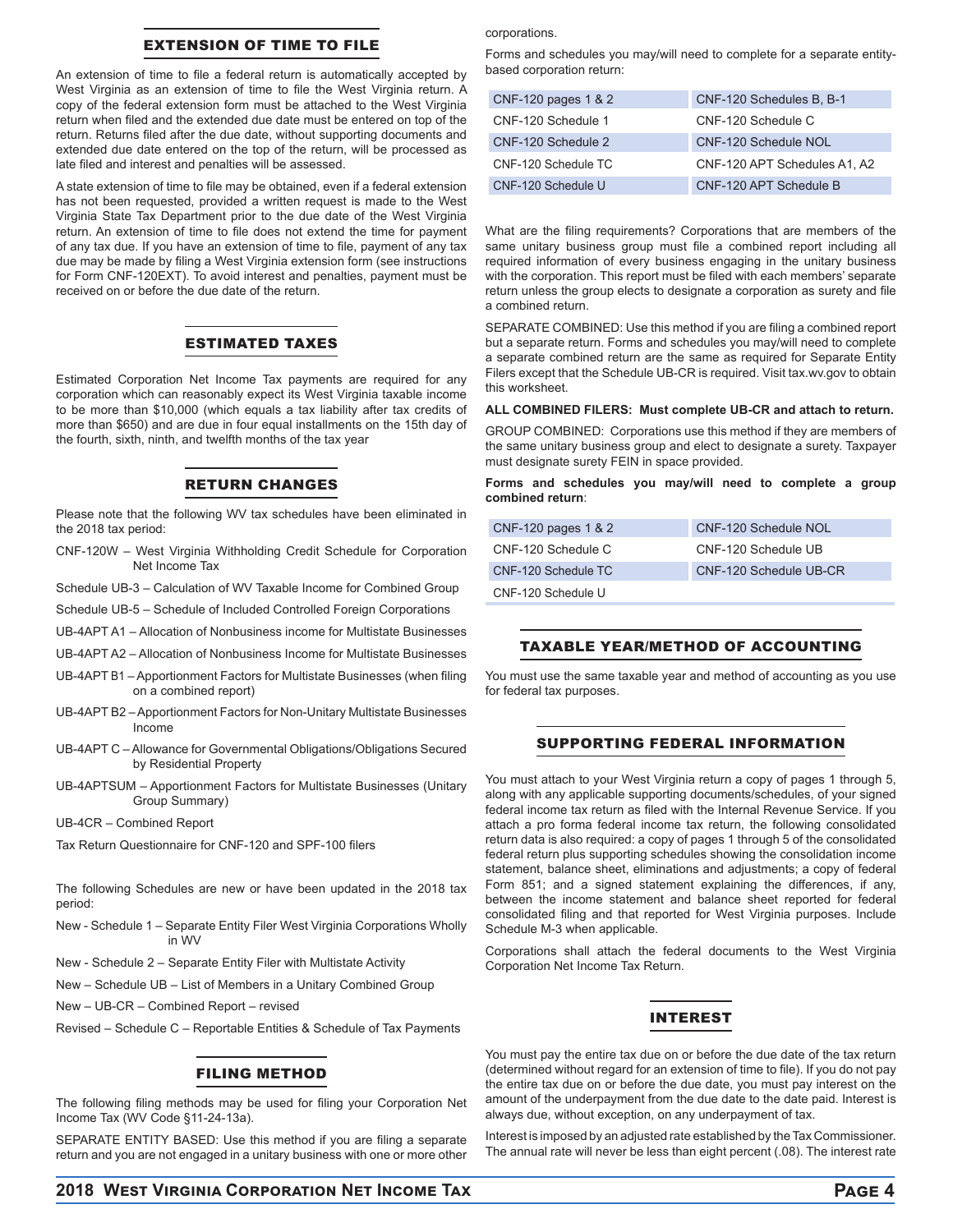## EXTENSION OF TIME TO FILE

An extension of time to file a federal return is automatically accepted by West Virginia as an extension of time to file the West Virginia return. A copy of the federal extension form must be attached to the West Virginia return when filed and the extended due date must be entered on top of the return. Returns filed after the due date, without supporting documents and extended due date entered on the top of the return, will be processed as late filed and interest and penalties will be assessed.

A state extension of time to file may be obtained, even if a federal extension has not been requested, provided a written request is made to the West Virginia State Tax Department prior to the due date of the West Virginia return. An extension of time to file does not extend the time for payment of any tax due. If you have an extension of time to file, payment of any tax due may be made by filing a West Virginia extension form (see instructions for Form CNF-120EXT). To avoid interest and penalties, payment must be received on or before the due date of the return.

## ESTIMATED TAXES

Estimated Corporation Net Income Tax payments are required for any corporation which can reasonably expect its West Virginia taxable income to be more than $10,000 (which equals a tax liability after tax credits of more than $650) and are due in four equal installments on the 15th day of the fourth, sixth, ninth, and twelfth months of the tax year

## RETURN CHANGES

Please note that the following WV tax schedules have been eliminated in the 2018 tax period:

CNF-120W – West Virginia Withholding Credit Schedule for Corporation Net Income Tax

Schedule UB-3 – Calculation of WV Taxable Income for Combined Group

Schedule UB-5 – Schedule of Included Controlled Foreign Corporations

UB-4APT A1 – Allocation of Nonbusiness income for Multistate Businesses

UB-4APT A2 – Allocation of Nonbusiness Income for Multistate Businesses

UB-4APT B1 – Apportionment Factors for Multistate Businesses (when filing on a combined report)

UB-4APT B2 – Apportionment Factors for Non-Unitary Multistate Businesses Income

UB-4APT C – Allowance for Governmental Obligations/Obligations Secured by Residential Property

UB-4APTSUM – Apportionment Factors for Multistate Businesses (Unitary Group Summary)

UB-4CR – Combined Report

Tax Return Questionnaire for CNF-120 and SPF-100 filers

The following Schedules are new or have been updated in the 2018 tax period:

New - Schedule 1 – Separate Entity Filer West Virginia Corporations Wholly in WV

New - Schedule 2 – Separate Entity Filer with Multistate Activity

New – Schedule UB – List of Members in a Unitary Combined Group

New – UB-CR – Combined Report – revised

Revised – Schedule C – Reportable Entities & Schedule of Tax Payments

## FILING METHOD

The following filing methods may be used for filing your Corporation Net Income Tax (WV Code §11-24-13a).

SEPARATE ENTITY BASED: Use this method if you are filing a separate return and you are not engaged in a unitary business with one or more other corporations.

Forms and schedules you may/will need to complete for a separate entity-based corporation return:

| | |
|---|---|
| CNF-120 pages 1 & 2 | CNF-120 Schedules B, B-1 |
| CNF-120 Schedule 1 | CNF-120 Schedule C |
| CNF-120 Schedule 2 | CNF-120 Schedule NOL |
| CNF-120 Schedule TC | CNF-120 APT Schedules A1, A2 |
| CNF-120 Schedule U | CNF-120 APT Schedule B |

What are the filing requirements? Corporations that are members of the same unitary business group must file a combined report including all required information of every business engaging in the unitary business with the corporation. This report must be filed with each members' separate return unless the group elects to designate a corporation as surety and file a combined return.

SEPARATE COMBINED: Use this method if you are filing a combined report but a separate return. Forms and schedules you may/will need to complete a separate combined return are the same as required for Separate Entity Filers except that the Schedule UB-CR is required. Visit tax.wv.gov to obtain this worksheet.

**ALL COMBINED FILERS: Must complete UB-CR and attach to return.**

GROUP COMBINED: Corporations use this method if they are members of the same unitary business group and elect to designate a surety. Taxpayer must designate surety FEIN in space provided.

**Forms and schedules you may/will need to complete a group combined return**:

| | |
|---|---|
| CNF-120 pages 1 & 2 | CNF-120 Schedule NOL |
| CNF-120 Schedule C | CNF-120 Schedule UB |
| CNF-120 Schedule TC | CNF-120 Schedule UB-CR |
| CNF-120 Schedule U | |

## TAXABLE YEAR/METHOD OF ACCOUNTING

You must use the same taxable year and method of accounting as you use for federal tax purposes.

## SUPPORTING FEDERAL INFORMATION

You must attach to your West Virginia return a copy of pages 1 through 5, along with any applicable supporting documents/schedules, of your signed federal income tax return as filed with the Internal Revenue Service. If you attach a pro forma federal income tax return, the following consolidated return data is also required: a copy of pages 1 through 5 of the consolidated federal return plus supporting schedules showing the consolidation income statement, balance sheet, eliminations and adjustments; a copy of federal Form 851; and a signed statement explaining the differences, if any, between the income statement and balance sheet reported for federal consolidated filing and that reported for West Virginia purposes. Include Schedule M-3 when applicable.

Corporations shall attach the federal documents to the West Virginia Corporation Net Income Tax Return.

## INTEREST

You must pay the entire tax due on or before the due date of the tax return (determined without regard for an extension of time to file). If you do not pay the entire tax due on or before the due date, you must pay interest on the amount of the underpayment from the due date to the date paid. Interest is always due, without exception, on any underpayment of tax.

Interest is imposed by an adjusted rate established by the Tax Commissioner. The annual rate will never be less than eight percent (.08). The interest rate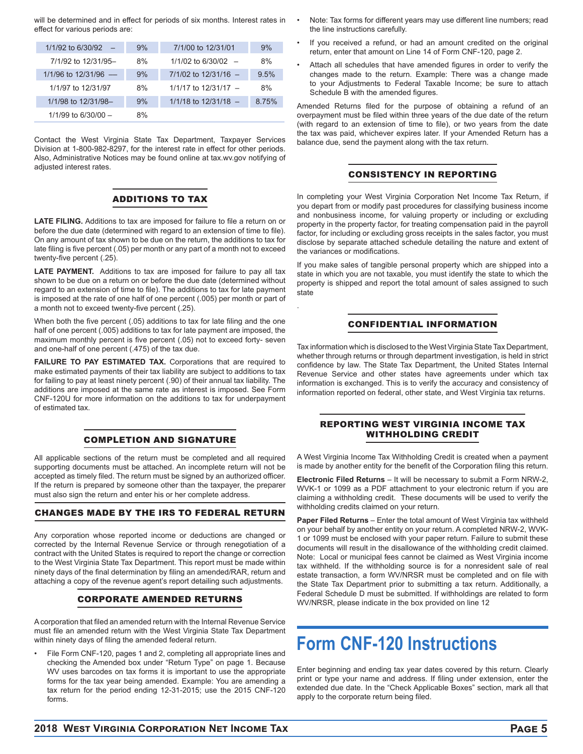will be determined and in effect for periods of six months. Interest rates in effect for various periods are:

| | | | |
|---|---|---|---|
| 1/1/92 to 6/30/92 – | 9% | 7/1/00 to 12/31/01 | 9% |
| 7/1/92 to 12/31/95– | 8% | 1/1/02 to 6/30/02 – | 8% |
| 1/1/96 to 12/31/96 — | 9% | 7/1/02 to 12/31/16 – | 9.5% |
| 1/1/97 to 12/31/97 | 8% | 1/1/17 to 12/31/17 – | 8% |
| 1/1/98 to 12/31/98– | 9% | 1/1/18 to 12/31/18 – | 8.75% |
| 1/1/99 to 6/30/00 – | 8% | | |

Contact the West Virginia State Tax Department, Taxpayer Services Division at 1-800-982-8297, for the interest rate in effect for other periods. Also, Administrative Notices may be found online at tax.wv.gov notifying of adjusted interest rates.

## ADDITIONS TO TAX

**LATE FILING.** Additions to tax are imposed for failure to file a return on or before the due date (determined with regard to an extension of time to file). On any amount of tax shown to be due on the return, the additions to tax for late filing is five percent (.05) per month or any part of a month not to exceed twenty-five percent (.25).

**LATE PAYMENT.** Additions to tax are imposed for failure to pay all tax shown to be due on a return on or before the due date (determined without regard to an extension of time to file). The additions to tax for late payment is imposed at the rate of one half of one percent (.005) per month or part of a month not to exceed twenty-five percent (.25).

When both the five percent (.05) additions to tax for late filing and the one half of one percent (.005) additions to tax for late payment are imposed, the maximum monthly percent is five percent (.05) not to exceed forty- seven and one-half of one percent (.475) of the tax due.

**FAILURE TO PAY ESTIMATED TAX.** Corporations that are required to make estimated payments of their tax liability are subject to additions to tax for failing to pay at least ninety percent (.90) of their annual tax liability. The additions are imposed at the same rate as interest is imposed. See Form CNF-120U for more information on the additions to tax for underpayment of estimated tax.

## COMPLETION AND SIGNATURE

All applicable sections of the return must be completed and all required supporting documents must be attached. An incomplete return will not be accepted as timely filed. The return must be signed by an authorized officer. If the return is prepared by someone other than the taxpayer, the preparer must also sign the return and enter his or her complete address.

## CHANGES MADE BY THE IRS TO FEDERAL RETURN

Any corporation whose reported income or deductions are changed or corrected by the Internal Revenue Service or through renegotiation of a contract with the United States is required to report the change or correction to the West Virginia State Tax Department. This report must be made within ninety days of the final determination by filing an amended/RAR, return and attaching a copy of the revenue agent's report detailing such adjustments.

## CORPORATE AMENDED RETURNS

A corporation that filed an amended return with the Internal Revenue Service must file an amended return with the West Virginia State Tax Department within ninety days of filing the amended federal return.

- File Form CNF-120, pages 1 and 2, completing all appropriate lines and checking the Amended box under "Return Type" on page 1. Because WV uses barcodes on tax forms it is important to use the appropriate forms for the tax year being amended. Example: You are amending a tax return for the period ending 12-31-2015; use the 2015 CNF-120 forms.
- Note: Tax forms for different years may use different line numbers; read the line instructions carefully.
- If you received a refund, or had an amount credited on the original return, enter that amount on Line 14 of Form CNF-120, page 2.
- Attach all schedules that have amended figures in order to verify the changes made to the return. Example: There was a change made to your Adjustments to Federal Taxable Income; be sure to attach Schedule B with the amended figures.

Amended Returns filed for the purpose of obtaining a refund of an overpayment must be filed within three years of the due date of the return (with regard to an extension of time to file), or two years from the date the tax was paid, whichever expires later. If your Amended Return has a balance due, send the payment along with the tax return.

## CONSISTENCY IN REPORTING

In completing your West Virginia Corporation Net Income Tax Return, if you depart from or modify past procedures for classifying business income and nonbusiness income, for valuing property or including or excluding property in the property factor, for treating compensation paid in the payroll factor, for including or excluding gross receipts in the sales factor, you must disclose by separate attached schedule detailing the nature and extent of the variances or modifications.

If you make sales of tangible personal property which are shipped into a state in which you are not taxable, you must identify the state to which the property is shipped and report the total amount of sales assigned to such state

.

## CONFIDENTIAL INFORMATION

Tax information which is disclosed to the West Virginia State Tax Department, whether through returns or through department investigation, is held in strict confidence by law. The State Tax Department, the United States Internal Revenue Service and other states have agreements under which tax information is exchanged. This is to verify the accuracy and consistency of information reported on federal, other state, and West Virginia tax returns.

## REPORTING WEST VIRGINIA INCOME TAX WITHHOLDING CREDIT

A West Virginia Income Tax Withholding Credit is created when a payment is made by another entity for the benefit of the Corporation filing this return.

**Electronic Filed Returns** – It will be necessary to submit a Form NRW-2, WVK-1 or 1099 as a PDF attachment to your electronic return if you are claiming a withholding credit. These documents will be used to verify the withholding credits claimed on your return.

**Paper Filed Returns** – Enter the total amount of West Virginia tax withheld on your behalf by another entity on your return. A completed NRW-2, WVK-1 or 1099 must be enclosed with your paper return. Failure to submit these documents will result in the disallowance of the withholding credit claimed. Note: Local or municipal fees cannot be claimed as West Virginia income tax withheld. If the withholding source is for a nonresident sale of real estate transaction, a form WV/NRSR must be completed and on file with the State Tax Department prior to submitting a tax return. Additionally, a Federal Schedule D must be submitted. If withholdings are related to form WV/NRSR, please indicate in the box provided on line 12

# Form CNF-120 Instructions

Enter beginning and ending tax year dates covered by this return. Clearly print or type your name and address. If filing under extension, enter the extended due date. In the "Check Applicable Boxes" section, mark all that apply to the corporate return being filed.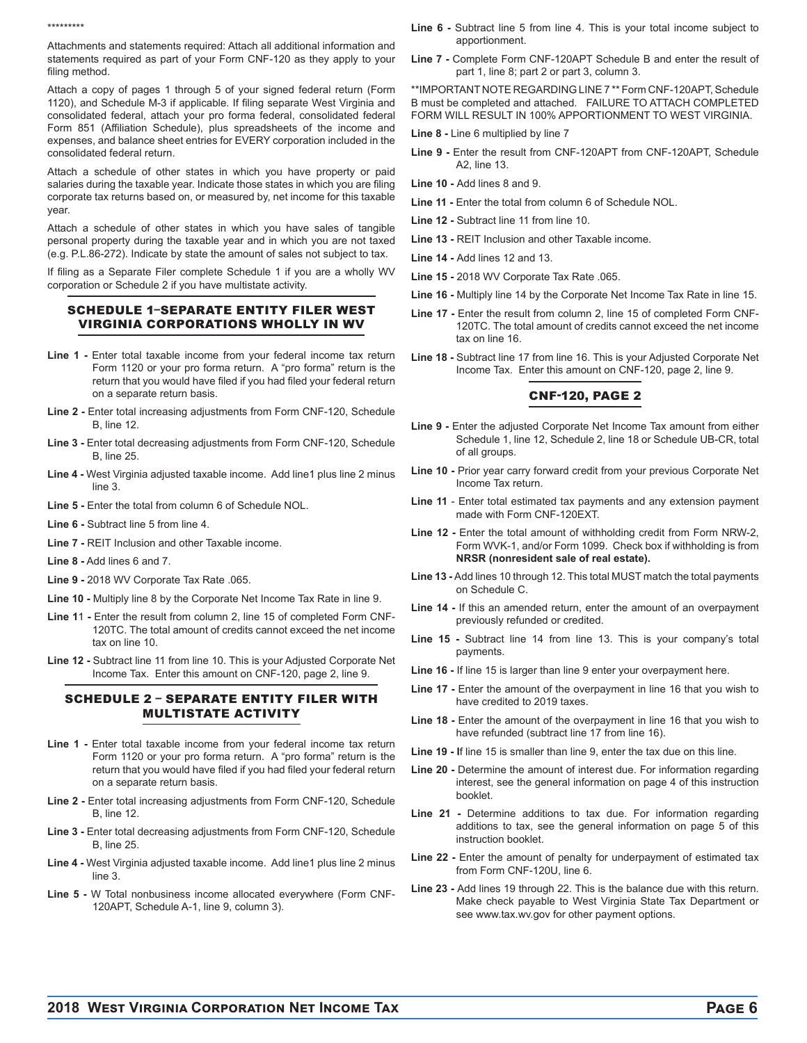*********

Attachments and statements required: Attach all additional information and statements required as part of your Form CNF-120 as they apply to your filing method.

Attach a copy of pages 1 through 5 of your signed federal return (Form 1120), and Schedule M-3 if applicable. If filing separate West Virginia and consolidated federal, attach your pro forma federal, consolidated federal Form 851 (Affiliation Schedule), plus spreadsheets of the income and expenses, and balance sheet entries for EVERY corporation included in the consolidated federal return.

Attach a schedule of other states in which you have property or paid salaries during the taxable year. Indicate those states in which you are filing corporate tax returns based on, or measured by, net income for this taxable year.

Attach a schedule of other states in which you have sales of tangible personal property during the taxable year and in which you are not taxed (e.g. P.L.86-272). Indicate by state the amount of sales not subject to tax.

If filing as a Separate Filer complete Schedule 1 if you are a wholly WV corporation or Schedule 2 if you have multistate activity.

## Schedule 1–Separate Entity Filer West Virginia Corporations Wholly in WV

**Line 1 -** Enter total taxable income from your federal income tax return Form 1120 or your pro forma return. A "pro forma" return is the return that you would have filed if you had filed your federal return on a separate return basis.

**Line 2 -** Enter total increasing adjustments from Form CNF-120, Schedule B, line 12.

**Line 3 -** Enter total decreasing adjustments from Form CNF-120, Schedule B, line 25.

**Line 4 -** West Virginia adjusted taxable income. Add line1 plus line 2 minus line 3.

**Line 5 -** Enter the total from column 6 of Schedule NOL.

**Line 6 -** Subtract line 5 from line 4.

**Line 7 -** REIT Inclusion and other Taxable income.

**Line 8 -** Add lines 6 and 7.

**Line 9 -** 2018 WV Corporate Tax Rate .065.

**Line 10 -** Multiply line 8 by the Corporate Net Income Tax Rate in line 9.

**Line 11 -** Enter the result from column 2, line 15 of completed Form CNF-120TC. The total amount of credits cannot exceed the net income tax on line 10.

**Line 12 -** Subtract line 11 from line 10. This is your Adjusted Corporate Net Income Tax. Enter this amount on CNF-120, page 2, line 9.

## Schedule 2 – Separate Entity Filer With Multistate Activity

**Line 1 -** Enter total taxable income from your federal income tax return Form 1120 or your pro forma return. A "pro forma" return is the return that you would have filed if you had filed your federal return on a separate return basis.

**Line 2 -** Enter total increasing adjustments from Form CNF-120, Schedule B, line 12.

**Line 3 -** Enter total decreasing adjustments from Form CNF-120, Schedule B, line 25.

**Line 4 -** West Virginia adjusted taxable income. Add line1 plus line 2 minus line 3.

**Line 5 -** W Total nonbusiness income allocated everywhere (Form CNF-120APT, Schedule A-1, line 9, column 3).

**Line 6 -** Subtract line 5 from line 4. This is your total income subject to apportionment.

**Line 7 -** Complete Form CNF-120APT Schedule B and enter the result of part 1, line 8; part 2 or part 3, column 3.

**IMPORTANT NOTE REGARDING LINE 7 ** Form CNF-120APT, Schedule B must be completed and attached. FAILURE TO ATTACH COMPLETED FORM WILL RESULT IN 100% APPORTIONMENT TO WEST VIRGINIA.

**Line 8 -** Line 6 multiplied by line 7

**Line 9 -** Enter the result from CNF-120APT from CNF-120APT, Schedule A2, line 13.

**Line 10 -** Add lines 8 and 9.

**Line 11 -** Enter the total from column 6 of Schedule NOL.

**Line 12 -** Subtract line 11 from line 10.

**Line 13 -** REIT Inclusion and other Taxable income.

**Line 14 -** Add lines 12 and 13.

**Line 15 -** 2018 WV Corporate Tax Rate .065.

**Line 16 -** Multiply line 14 by the Corporate Net Income Tax Rate in line 15.

**Line 17 -** Enter the result from column 2, line 15 of completed Form CNF-120TC. The total amount of credits cannot exceed the net income tax on line 16.

**Line 18 -** Subtract line 17 from line 16. This is your Adjusted Corporate Net Income Tax. Enter this amount on CNF-120, page 2, line 9.

## CNF-120, Page 2

**Line 9 -** Enter the adjusted Corporate Net Income Tax amount from either Schedule 1, line 12, Schedule 2, line 18 or Schedule UB-CR, total of all groups.

**Line 10 -** Prior year carry forward credit from your previous Corporate Net Income Tax return.

**Line 11** - Enter total estimated tax payments and any extension payment made with Form CNF-120EXT.

**Line 12 -** Enter the total amount of withholding credit from Form NRW-2, Form WVK-1, and/or Form 1099. Check box if withholding is from **NRSR (nonresident sale of real estate).**

**Line 13 -** Add lines 10 through 12. This total MUST match the total payments on Schedule C.

**Line 14 -** If this an amended return, enter the amount of an overpayment previously refunded or credited.

**Line 15 -** Subtract line 14 from line 13. This is your company's total payments.

**Line 16 -** If line 15 is larger than line 9 enter your overpayment here.

**Line 17 -** Enter the amount of the overpayment in line 16 that you wish to have credited to 2019 taxes.

**Line 18 -** Enter the amount of the overpayment in line 16 that you wish to have refunded (subtract line 17 from line 16).

**Line 19 -** If line 15 is smaller than line 9, enter the tax due on this line.

**Line 20 -** Determine the amount of interest due. For information regarding interest, see the general information on page 4 of this instruction booklet.

**Line 21 -** Determine additions to tax due. For information regarding additions to tax, see the general information on page 5 of this instruction booklet.

**Line 22 -** Enter the amount of penalty for underpayment of estimated tax from Form CNF-120U, line 6.

**Line 23 -** Add lines 19 through 22. This is the balance due with this return. Make check payable to West Virginia State Tax Department or see www.tax.wv.gov for other payment options.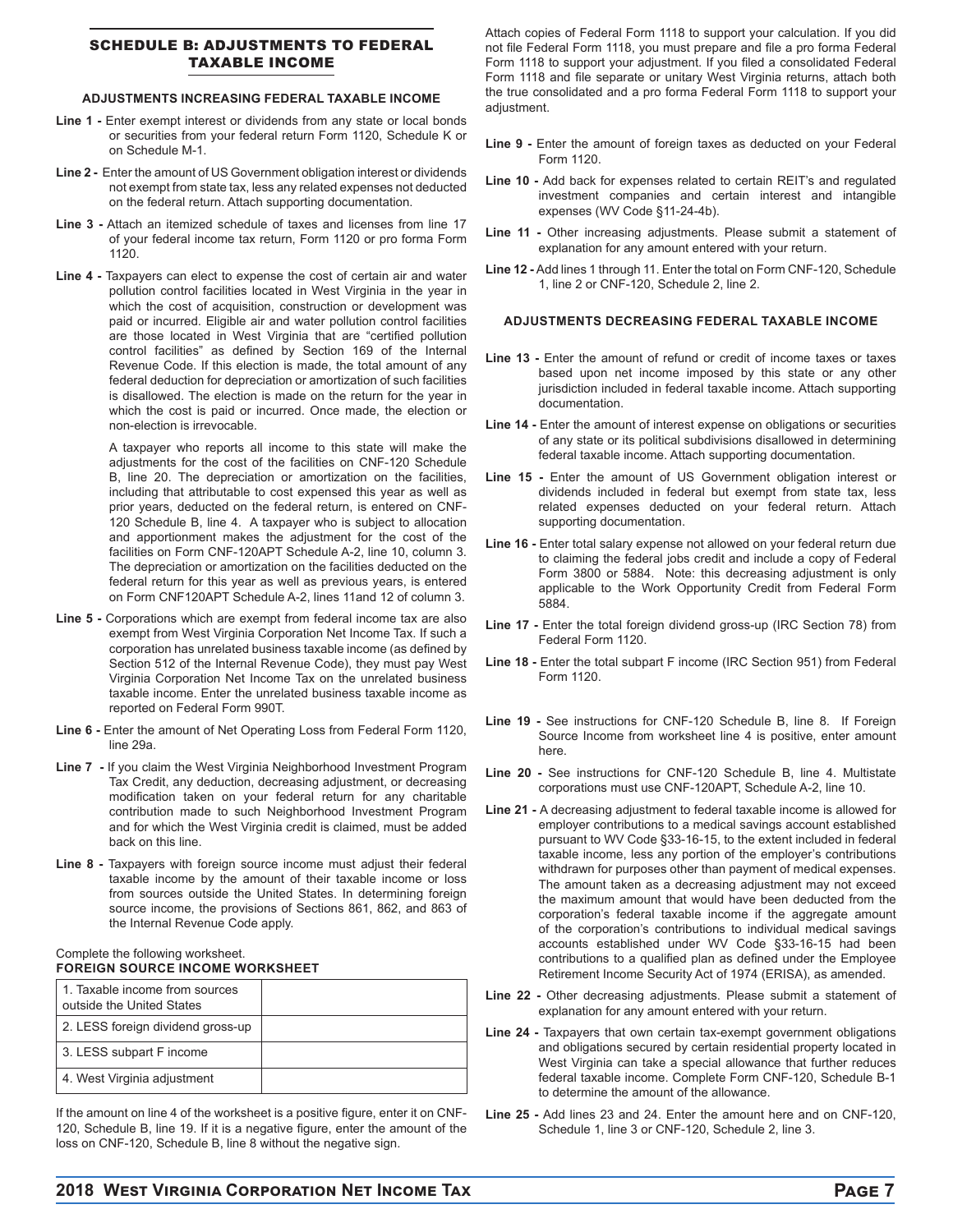## SCHEDULE B: ADJUSTMENTS TO FEDERAL TAXABLE INCOME

### ADJUSTMENTS INCREASING FEDERAL TAXABLE INCOME

**Line 1 -** Enter exempt interest or dividends from any state or local bonds or securities from your federal return Form 1120, Schedule K or on Schedule M-1.

**Line 2 -** Enter the amount of US Government obligation interest or dividends not exempt from state tax, less any related expenses not deducted on the federal return. Attach supporting documentation.

**Line 3 -** Attach an itemized schedule of taxes and licenses from line 17 of your federal income tax return, Form 1120 or pro forma Form 1120.

**Line 4 -** Taxpayers can elect to expense the cost of certain air and water pollution control facilities located in West Virginia in the year in which the cost of acquisition, construction or development was paid or incurred. Eligible air and water pollution control facilities are those located in West Virginia that are "certified pollution control facilities" as defined by Section 169 of the Internal Revenue Code. If this election is made, the total amount of any federal deduction for depreciation or amortization of such facilities is disallowed. The election is made on the return for the year in which the cost is paid or incurred. Once made, the election or non-election is irrevocable.

A taxpayer who reports all income to this state will make the adjustments for the cost of the facilities on CNF-120 Schedule B, line 20. The depreciation or amortization on the facilities, including that attributable to cost expensed this year as well as prior years, deducted on the federal return, is entered on CNF-120 Schedule B, line 4. A taxpayer who is subject to allocation and apportionment makes the adjustment for the cost of the facilities on Form CNF-120APT Schedule A-2, line 10, column 3. The depreciation or amortization on the facilities deducted on the federal return for this year as well as previous years, is entered on Form CNF120APT Schedule A-2, lines 11and 12 of column 3.

**Line 5 -** Corporations which are exempt from federal income tax are also exempt from West Virginia Corporation Net Income Tax. If such a corporation has unrelated business taxable income (as defined by Section 512 of the Internal Revenue Code), they must pay West Virginia Corporation Net Income Tax on the unrelated business taxable income. Enter the unrelated business taxable income as reported on Federal Form 990T.

**Line 6 -** Enter the amount of Net Operating Loss from Federal Form 1120, line 29a.

**Line 7 -** If you claim the West Virginia Neighborhood Investment Program Tax Credit, any deduction, decreasing adjustment, or decreasing modification taken on your federal return for any charitable contribution made to such Neighborhood Investment Program and for which the West Virginia credit is claimed, must be added back on this line.

**Line 8 -** Taxpayers with foreign source income must adjust their federal taxable income by the amount of their taxable income or loss from sources outside the United States. In determining foreign source income, the provisions of Sections 861, 862, and 863 of the Internal Revenue Code apply.

Complete the following worksheet.

**FOREIGN SOURCE INCOME WORKSHEET**

| | |
|---|---|
| 1. Taxable income from sources outside the United States | |
| 2. LESS foreign dividend gross-up | |
| 3. LESS subpart F income | |
| 4. West Virginia adjustment | |

If the amount on line 4 of the worksheet is a positive figure, enter it on CNF-120, Schedule B, line 19. If it is a negative figure, enter the amount of the loss on CNF-120, Schedule B, line 8 without the negative sign.

Attach copies of Federal Form 1118 to support your calculation. If you did not file Federal Form 1118, you must prepare and file a pro forma Federal Form 1118 to support your adjustment. If you filed a consolidated Federal Form 1118 and file separate or unitary West Virginia returns, attach both the true consolidated and a pro forma Federal Form 1118 to support your adjustment.

**Line 9 -** Enter the amount of foreign taxes as deducted on your Federal Form 1120.

**Line 10 -** Add back for expenses related to certain REIT's and regulated investment companies and certain interest and intangible expenses (WV Code §11-24-4b).

**Line 11 -** Other increasing adjustments. Please submit a statement of explanation for any amount entered with your return.

**Line 12 -** Add lines 1 through 11. Enter the total on Form CNF-120, Schedule 1, line 2 or CNF-120, Schedule 2, line 2.

### ADJUSTMENTS DECREASING FEDERAL TAXABLE INCOME

**Line 13 -** Enter the amount of refund or credit of income taxes or taxes based upon net income imposed by this state or any other jurisdiction included in federal taxable income. Attach supporting documentation.

**Line 14 -** Enter the amount of interest expense on obligations or securities of any state or its political subdivisions disallowed in determining federal taxable income. Attach supporting documentation.

**Line 15 -** Enter the amount of US Government obligation interest or dividends included in federal but exempt from state tax, less related expenses deducted on your federal return. Attach supporting documentation.

**Line 16 -** Enter total salary expense not allowed on your federal return due to claiming the federal jobs credit and include a copy of Federal Form 3800 or 5884. Note: this decreasing adjustment is only applicable to the Work Opportunity Credit from Federal Form 5884.

**Line 17 -** Enter the total foreign dividend gross-up (IRC Section 78) from Federal Form 1120.

**Line 18 -** Enter the total subpart F income (IRC Section 951) from Federal Form 1120.

**Line 19 -** See instructions for CNF-120 Schedule B, line 8. If Foreign Source Income from worksheet line 4 is positive, enter amount here.

**Line 20 -** See instructions for CNF-120 Schedule B, line 4. Multistate corporations must use CNF-120APT, Schedule A-2, line 10.

**Line 21 -** A decreasing adjustment to federal taxable income is allowed for employer contributions to a medical savings account established pursuant to WV Code §33-16-15, to the extent included in federal taxable income, less any portion of the employer's contributions withdrawn for purposes other than payment of medical expenses. The amount taken as a decreasing adjustment may not exceed the maximum amount that would have been deducted from the corporation's federal taxable income if the aggregate amount of the corporation's contributions to individual medical savings accounts established under WV Code §33-16-15 had been contributions to a qualified plan as defined under the Employee Retirement Income Security Act of 1974 (ERISA), as amended.

**Line 22 -** Other decreasing adjustments. Please submit a statement of explanation for any amount entered with your return.

**Line 24 -** Taxpayers that own certain tax-exempt government obligations and obligations secured by certain residential property located in West Virginia can take a special allowance that further reduces federal taxable income. Complete Form CNF-120, Schedule B-1 to determine the amount of the allowance.

**Line 25 -** Add lines 23 and 24. Enter the amount here and on CNF-120, Schedule 1, line 3 or CNF-120, Schedule 2, line 3.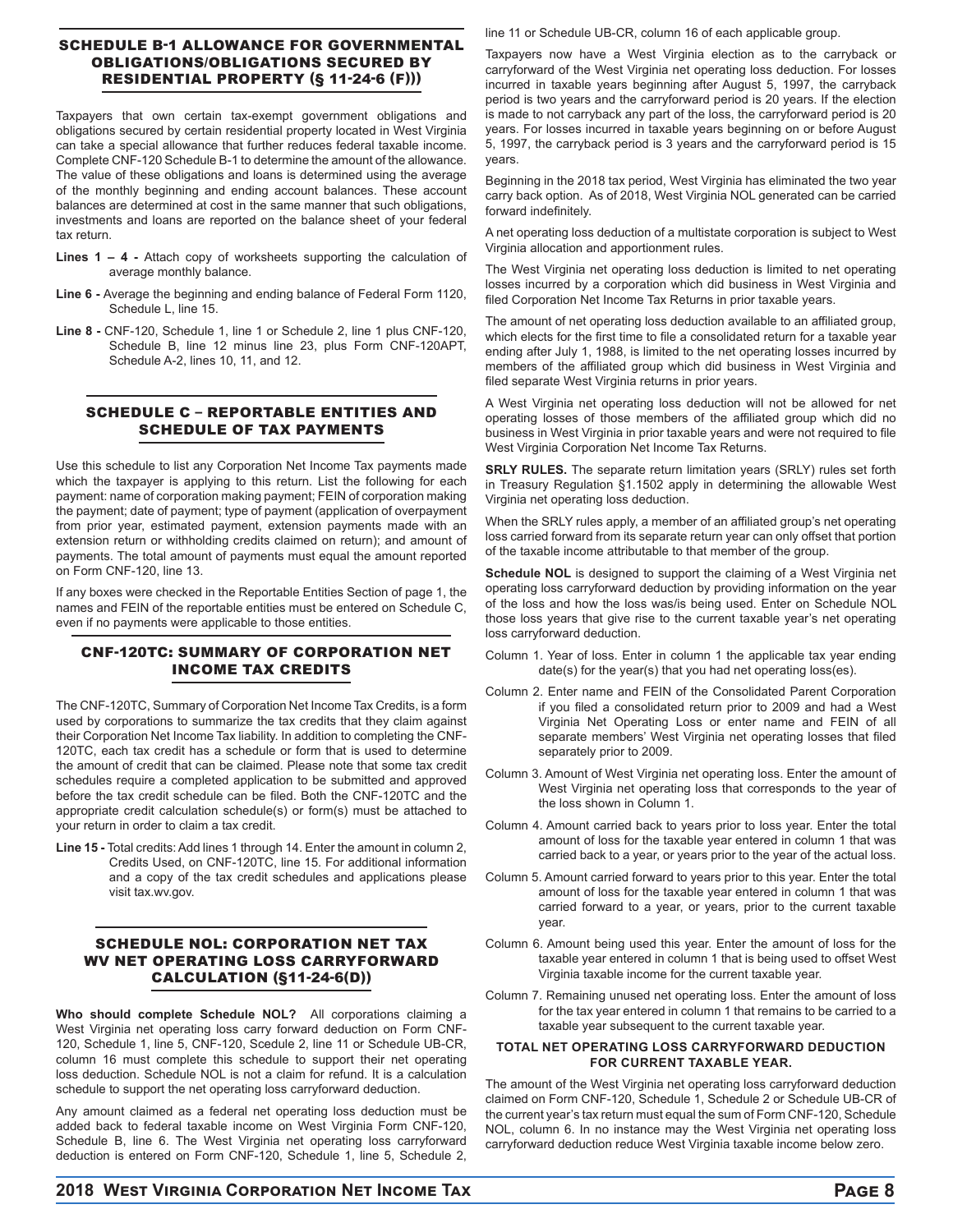## SCHEDULE B-1 ALLOWANCE FOR GOVERNMENTAL OBLIGATIONS/OBLIGATIONS SECURED BY RESIDENTIAL PROPERTY (§ 11-24-6 (F)))

Taxpayers that own certain tax-exempt government obligations and obligations secured by certain residential property located in West Virginia can take a special allowance that further reduces federal taxable income. Complete CNF-120 Schedule B-1 to determine the amount of the allowance. The value of these obligations and loans is determined using the average of the monthly beginning and ending account balances. These account balances are determined at cost in the same manner that such obligations, investments and loans are reported on the balance sheet of your federal tax return.

**Lines 1 – 4 -** Attach copy of worksheets supporting the calculation of average monthly balance.

**Line 6 -** Average the beginning and ending balance of Federal Form 1120, Schedule L, line 15.

**Line 8 -** CNF-120, Schedule 1, line 1 or Schedule 2, line 1 plus CNF-120, Schedule B, line 12 minus line 23, plus Form CNF-120APT, Schedule A-2, lines 10, 11, and 12.

## SCHEDULE C – REPORTABLE ENTITIES AND SCHEDULE OF TAX PAYMENTS

Use this schedule to list any Corporation Net Income Tax payments made which the taxpayer is applying to this return. List the following for each payment: name of corporation making payment; FEIN of corporation making the payment; date of payment; type of payment (application of overpayment from prior year, estimated payment, extension payments made with an extension return or withholding credits claimed on return); and amount of payments. The total amount of payments must equal the amount reported on Form CNF-120, line 13.

If any boxes were checked in the Reportable Entities Section of page 1, the names and FEIN of the reportable entities must be entered on Schedule C, even if no payments were applicable to those entities.

## CNF-120TC: SUMMARY OF CORPORATION NET INCOME TAX CREDITS

The CNF-120TC, Summary of Corporation Net Income Tax Credits, is a form used by corporations to summarize the tax credits that they claim against their Corporation Net Income Tax liability. In addition to completing the CNF-120TC, each tax credit has a schedule or form that is used to determine the amount of credit that can be claimed. Please note that some tax credit schedules require a completed application to be submitted and approved before the tax credit schedule can be filed. Both the CNF-120TC and the appropriate credit calculation schedule(s) or form(s) must be attached to your return in order to claim a tax credit.

**Line 15 -** Total credits: Add lines 1 through 14. Enter the amount in column 2, Credits Used, on CNF-120TC, line 15. For additional information and a copy of the tax credit schedules and applications please visit tax.wv.gov.

## SCHEDULE NOL: CORPORATION NET TAX WV NET OPERATING LOSS CARRYFORWARD CALCULATION (§11-24-6(D))

**Who should complete Schedule NOL?** All corporations claiming a West Virginia net operating loss carry forward deduction on Form CNF-120, Schedule 1, line 5, CNF-120, Scedule 2, line 11 or Schedule UB-CR, column 16 must complete this schedule to support their net operating loss deduction. Schedule NOL is not a claim for refund. It is a calculation schedule to support the net operating loss carryforward deduction.

Any amount claimed as a federal net operating loss deduction must be added back to federal taxable income on West Virginia Form CNF-120, Schedule B, line 6. The West Virginia net operating loss carryforward deduction is entered on Form CNF-120, Schedule 1, line 5, Schedule 2, line 11 or Schedule UB-CR, column 16 of each applicable group.

Taxpayers now have a West Virginia election as to the carryback or carryforward of the West Virginia net operating loss deduction. For losses incurred in taxable years beginning after August 5, 1997, the carryback period is two years and the carryforward period is 20 years. If the election is made to not carryback any part of the loss, the carryforward period is 20 years. For losses incurred in taxable years beginning on or before August 5, 1997, the carryback period is 3 years and the carryforward period is 15 years.

Beginning in the 2018 tax period, West Virginia has eliminated the two year carry back option. As of 2018, West Virginia NOL generated can be carried forward indefinitely.

A net operating loss deduction of a multistate corporation is subject to West Virginia allocation and apportionment rules.

The West Virginia net operating loss deduction is limited to net operating losses incurred by a corporation which did business in West Virginia and filed Corporation Net Income Tax Returns in prior taxable years.

The amount of net operating loss deduction available to an affiliated group, which elects for the first time to file a consolidated return for a taxable year ending after July 1, 1988, is limited to the net operating losses incurred by members of the affiliated group which did business in West Virginia and filed separate West Virginia returns in prior years.

A West Virginia net operating loss deduction will not be allowed for net operating losses of those members of the affiliated group which did no business in West Virginia in prior taxable years and were not required to file West Virginia Corporation Net Income Tax Returns.

**SRLY RULES.** The separate return limitation years (SRLY) rules set forth in Treasury Regulation §1.1502 apply in determining the allowable West Virginia net operating loss deduction.

When the SRLY rules apply, a member of an affiliated group's net operating loss carried forward from its separate return year can only offset that portion of the taxable income attributable to that member of the group.

**Schedule NOL** is designed to support the claiming of a West Virginia net operating loss carryforward deduction by providing information on the year of the loss and how the loss was/is being used. Enter on Schedule NOL those loss years that give rise to the current taxable year's net operating loss carryforward deduction.

Column 1. Year of loss. Enter in column 1 the applicable tax year ending date(s) for the year(s) that you had net operating loss(es).

Column 2. Enter name and FEIN of the Consolidated Parent Corporation if you filed a consolidated return prior to 2009 and had a West Virginia Net Operating Loss or enter name and FEIN of all separate members' West Virginia net operating losses that filed separately prior to 2009.

Column 3. Amount of West Virginia net operating loss. Enter the amount of West Virginia net operating loss that corresponds to the year of the loss shown in Column 1.

Column 4. Amount carried back to years prior to loss year. Enter the total amount of loss for the taxable year entered in column 1 that was carried back to a year, or years prior to the year of the actual loss.

Column 5. Amount carried forward to years prior to this year. Enter the total amount of loss for the taxable year entered in column 1 that was carried forward to a year, or years, prior to the current taxable year.

Column 6. Amount being used this year. Enter the amount of loss for the taxable year entered in column 1 that is being used to offset West Virginia taxable income for the current taxable year.

Column 7. Remaining unused net operating loss. Enter the amount of loss for the tax year entered in column 1 that remains to be carried to a taxable year subsequent to the current taxable year.

### TOTAL NET OPERATING LOSS CARRYFORWARD DEDUCTION FOR CURRENT TAXABLE YEAR.

The amount of the West Virginia net operating loss carryforward deduction claimed on Form CNF-120, Schedule 1, Schedule 2 or Schedule UB-CR of the current year's tax return must equal the sum of Form CNF-120, Schedule NOL, column 6. In no instance may the West Virginia net operating loss carryforward deduction reduce West Virginia taxable income below zero.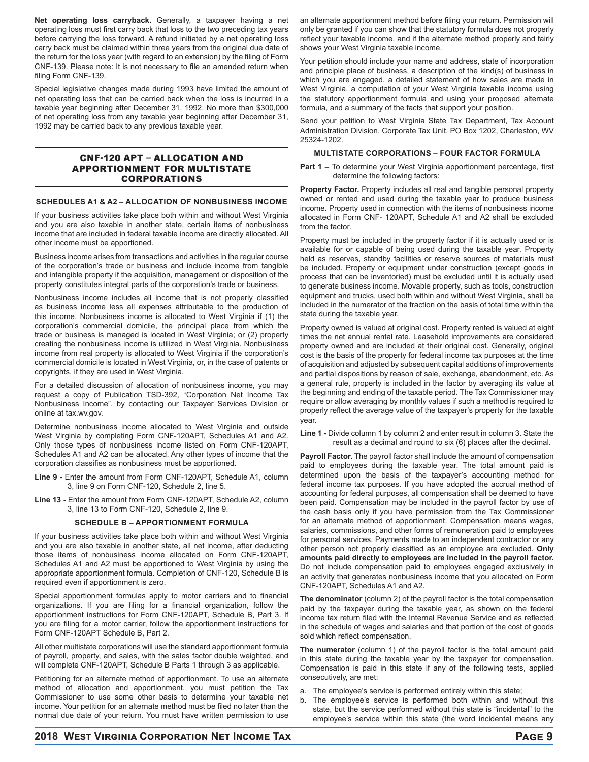**Net operating loss carryback.** Generally, a taxpayer having a net operating loss must first carry back that loss to the two preceding tax years before carrying the loss forward. A refund initiated by a net operating loss carry back must be claimed within three years from the original due date of the return for the loss year (with regard to an extension) by the filing of Form CNF-139. Please note: It is not necessary to file an amended return when filing Form CNF-139.

Special legislative changes made during 1993 have limited the amount of net operating loss that can be carried back when the loss is incurred in a taxable year beginning after December 31, 1992. No more than $300,000 of net operating loss from any taxable year beginning after December 31, 1992 may be carried back to any previous taxable year.

## CNF-120 APT – ALLOCATION AND APPORTIONMENT FOR MULTISTATE CORPORATIONS

### SCHEDULES A1 & A2 – ALLOCATION OF NONBUSINESS INCOME

If your business activities take place both within and without West Virginia and you are also taxable in another state, certain items of nonbusiness income that are included in federal taxable income are directly allocated. All other income must be apportioned.

Business income arises from transactions and activities in the regular course of the corporation's trade or business and include income from tangible and intangible property if the acquisition, management or disposition of the property constitutes integral parts of the corporation's trade or business.

Nonbusiness income includes all income that is not properly classified as business income less all expenses attributable to the production of this income. Nonbusiness income is allocated to West Virginia if (1) the corporation's commercial domicile, the principal place from which the trade or business is managed is located in West Virginia; or (2) property creating the nonbusiness income is utilized in West Virginia. Nonbusiness income from real property is allocated to West Virginia if the corporation's commercial domicile is located in West Virginia, or, in the case of patents or copyrights, if they are used in West Virginia.

For a detailed discussion of allocation of nonbusiness income, you may request a copy of Publication TSD-392, "Corporation Net Income Tax Nonbusiness Income", by contacting our Taxpayer Services Division or online at tax.wv.gov.

Determine nonbusiness income allocated to West Virginia and outside West Virginia by completing Form CNF-120APT, Schedules A1 and A2. Only those types of nonbusiness income listed on Form CNF-120APT, Schedules A1 and A2 can be allocated. Any other types of income that the corporation classifies as nonbusiness must be apportioned.

**Line 9 -** Enter the amount from Form CNF-120APT, Schedule A1, column 3, line 9 on Form CNF-120, Schedule 2, line 5.

**Line 13 -** Enter the amount from Form CNF-120APT, Schedule A2, column 3, line 13 to Form CNF-120, Schedule 2, line 9.

### SCHEDULE B – APPORTIONMENT FORMULA

If your business activities take place both within and without West Virginia and you are also taxable in another state, all net income, after deducting those items of nonbusiness income allocated on Form CNF-120APT, Schedules A1 and A2 must be apportioned to West Virginia by using the appropriate apportionment formula. Completion of CNF-120, Schedule B is required even if apportionment is zero.

Special apportionment formulas apply to motor carriers and to financial organizations. If you are filing for a financial organization, follow the apportionment instructions for Form CNF-120APT, Schedule B, Part 3. If you are filing for a motor carrier, follow the apportionment instructions for Form CNF-120APT Schedule B, Part 2.

All other multistate corporations will use the standard apportionment formula of payroll, property, and sales, with the sales factor double weighted, and will complete CNF-120APT, Schedule B Parts 1 through 3 as applicable.

Petitioning for an alternate method of apportionment. To use an alternate method of allocation and apportionment, you must petition the Tax Commissioner to use some other basis to determine your taxable net income. Your petition for an alternate method must be filed no later than the normal due date of your return. You must have written permission to use an alternate apportionment method before filing your return. Permission will only be granted if you can show that the statutory formula does not properly reflect your taxable income, and if the alternate method properly and fairly shows your West Virginia taxable income.

Your petition should include your name and address, state of incorporation and principle place of business, a description of the kind(s) of business in which you are engaged, a detailed statement of how sales are made in West Virginia, a computation of your West Virginia taxable income using the statutory apportionment formula and using your proposed alternate formula, and a summary of the facts that support your position.

Send your petition to West Virginia State Tax Department, Tax Account Administration Division, Corporate Tax Unit, PO Box 1202, Charleston, WV 25324-1202.

### MULTISTATE CORPORATIONS – FOUR FACTOR FORMULA

**Part 1 –** To determine your West Virginia apportionment percentage, first determine the following factors:

**Property Factor.** Property includes all real and tangible personal property owned or rented and used during the taxable year to produce business income. Property used in connection with the items of nonbusiness income allocated in Form CNF- 120APT, Schedule A1 and A2 shall be excluded from the factor.

Property must be included in the property factor if it is actually used or is available for or capable of being used during the taxable year. Property held as reserves, standby facilities or reserve sources of materials must be included. Property or equipment under construction (except goods in process that can be inventoried) must be excluded until it is actually used to generate business income. Movable property, such as tools, construction equipment and trucks, used both within and without West Virginia, shall be included in the numerator of the fraction on the basis of total time within the state during the taxable year.

Property owned is valued at original cost. Property rented is valued at eight times the net annual rental rate. Leasehold improvements are considered property owned and are included at their original cost. Generally, original cost is the basis of the property for federal income tax purposes at the time of acquisition and adjusted by subsequent capital additions of improvements and partial dispositions by reason of sale, exchange, abandonment, etc. As a general rule, property is included in the factor by averaging its value at the beginning and ending of the taxable period. The Tax Commissioner may require or allow averaging by monthly values if such a method is required to properly reflect the average value of the taxpayer's property for the taxable year.

**Line 1 -** Divide column 1 by column 2 and enter result in column 3. State the result as a decimal and round to six (6) places after the decimal.

**Payroll Factor.** The payroll factor shall include the amount of compensation paid to employees during the taxable year. The total amount paid is determined upon the basis of the taxpayer's accounting method for federal income tax purposes. If you have adopted the accrual method of accounting for federal purposes, all compensation shall be deemed to have been paid. Compensation may be included in the payroll factor by use of the cash basis only if you have permission from the Tax Commissioner for an alternate method of apportionment. Compensation means wages, salaries, commissions, and other forms of remuneration paid to employees for personal services. Payments made to an independent contractor or any other person not properly classified as an employee are excluded. **Only amounts paid directly to employees are included in the payroll factor.** Do not include compensation paid to employees engaged exclusively in an activity that generates nonbusiness income that you allocated on Form CNF-120APT, Schedules A1 and A2.

**The denominator** (column 2) of the payroll factor is the total compensation paid by the taxpayer during the taxable year, as shown on the federal income tax return filed with the Internal Revenue Service and as reflected in the schedule of wages and salaries and that portion of the cost of goods sold which reflect compensation.

**The numerator** (column 1) of the payroll factor is the total amount paid in this state during the taxable year by the taxpayer for compensation. Compensation is paid in this state if any of the following tests, applied consecutively, are met:

a. The employee's service is performed entirely within this state;
b. The employee's service is performed both within and without this state, but the service performed without this state is "incidental" to the employee's service within this state (the word incidental means any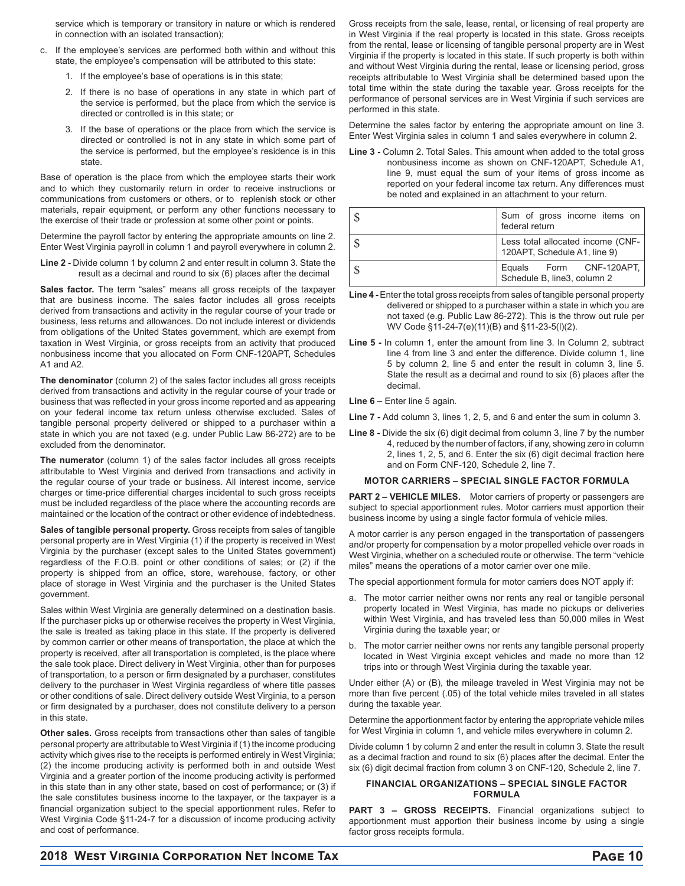service which is temporary or transitory in nature or which is rendered in connection with an isolated transaction);

c. If the employee's services are performed both within and without this state, the employee's compensation will be attributed to this state:
   1. If the employee's base of operations is in this state;
   2. If there is no base of operations in any state in which part of the service is performed, but the place from which the service is directed or controlled is in this state; or
   3. If the base of operations or the place from which the service is directed or controlled is not in any state in which some part of the service is performed, but the employee's residence is in this state.

Base of operation is the place from which the employee starts their work and to which they customarily return in order to receive instructions or communications from customers or others, or to replenish stock or other materials, repair equipment, or perform any other functions necessary to the exercise of their trade or profession at some other point or points.

Determine the payroll factor by entering the appropriate amounts on line 2. Enter West Virginia payroll in column 1 and payroll everywhere in column 2.

**Line 2 -** Divide column 1 by column 2 and enter result in column 3. State the result as a decimal and round to six (6) places after the decimal

**Sales factor.** The term "sales" means all gross receipts of the taxpayer that are business income. The sales factor includes all gross receipts derived from transactions and activity in the regular course of your trade or business, less returns and allowances. Do not include interest or dividends from obligations of the United States government, which are exempt from taxation in West Virginia, or gross receipts from an activity that produced nonbusiness income that you allocated on Form CNF-120APT, Schedules A1 and A2.

**The denominator** (column 2) of the sales factor includes all gross receipts derived from transactions and activity in the regular course of your trade or business that was reflected in your gross income reported and as appearing on your federal income tax return unless otherwise excluded. Sales of tangible personal property delivered or shipped to a purchaser within a state in which you are not taxed (e.g. under Public Law 86-272) are to be excluded from the denominator.

**The numerator** (column 1) of the sales factor includes all gross receipts attributable to West Virginia and derived from transactions and activity in the regular course of your trade or business. All interest income, service charges or time-price differential charges incidental to such gross receipts must be included regardless of the place where the accounting records are maintained or the location of the contract or other evidence of indebtedness.

**Sales of tangible personal property.** Gross receipts from sales of tangible personal property are in West Virginia (1) if the property is received in West Virginia by the purchaser (except sales to the United States government) regardless of the F.O.B. point or other conditions of sales; or (2) if the property is shipped from an office, store, warehouse, factory, or other place of storage in West Virginia and the purchaser is the United States government.

Sales within West Virginia are generally determined on a destination basis. If the purchaser picks up or otherwise receives the property in West Virginia, the sale is treated as taking place in this state. If the property is delivered by common carrier or other means of transportation, the place at which the property is received, after all transportation is completed, is the place where the sale took place. Direct delivery in West Virginia, other than for purposes of transportation, to a person or firm designated by a purchaser, constitutes delivery to the purchaser in West Virginia regardless of where title passes or other conditions of sale. Direct delivery outside West Virginia, to a person or firm designated by a purchaser, does not constitute delivery to a person in this state.

**Other sales.** Gross receipts from transactions other than sales of tangible personal property are attributable to West Virginia if (1) the income producing activity which gives rise to the receipts is performed entirely in West Virginia; (2) the income producing activity is performed both in and outside West Virginia and a greater portion of the income producing activity is performed in this state than in any other state, based on cost of performance; or (3) if the sale constitutes business income to the taxpayer, or the taxpayer is a financial organization subject to the special apportionment rules. Refer to West Virginia Code §11-24-7 for a discussion of income producing activity and cost of performance.

Gross receipts from the sale, lease, rental, or licensing of real property are in West Virginia if the real property is located in this state. Gross receipts from the rental, lease or licensing of tangible personal property are in West Virginia if the property is located in this state. If such property is both within and without West Virginia during the rental, lease or licensing period, gross receipts attributable to West Virginia shall be determined based upon the total time within the state during the taxable year. Gross receipts for the performance of personal services are in West Virginia if such services are performed in this state.

Determine the sales factor by entering the appropriate amount on line 3. Enter West Virginia sales in column 1 and sales everywhere in column 2.

**Line 3 -** Column 2. Total Sales. This amount when added to the total gross nonbusiness income as shown on CNF-120APT, Schedule A1, line 9, must equal the sum of your items of gross income as reported on your federal income tax return. Any differences must be noted and explained in an attachment to your return.

| | |
|---|---|
| $ | Sum of gross income items on federal return |
| $ | Less total allocated income (CNF-120APT, Schedule A1, line 9) |
| $ | Equals Form CNF-120APT, Schedule B, line3, column 2 |

**Line 4 -** Enter the total gross receipts from sales of tangible personal property delivered or shipped to a purchaser within a state in which you are not taxed (e.g. Public Law 86-272). This is the throw out rule per WV Code §11-24-7(e)(11)(B) and §11-23-5(l)(2).

**Line 5 -** In column 1, enter the amount from line 3. In Column 2, subtract line 4 from line 3 and enter the difference. Divide column 1, line 5 by column 2, line 5 and enter the result in column 3, line 5. State the result as a decimal and round to six (6) places after the decimal.

**Line 6 –** Enter line 5 again.

**Line 7 -** Add column 3, lines 1, 2, 5, and 6 and enter the sum in column 3.

**Line 8 -** Divide the six (6) digit decimal from column 3, line 7 by the number 4, reduced by the number of factors, if any, showing zero in column 2, lines 1, 2, 5, and 6. Enter the six (6) digit decimal fraction here and on Form CNF-120APT, Schedule 2, line 7.

### MOTOR CARRIERS – SPECIAL SINGLE FACTOR FORMULA

**PART 2 – VEHICLE MILES.** Motor carriers of property or passengers are subject to special apportionment rules. Motor carriers must apportion their business income by using a single factor formula of vehicle miles.

A motor carrier is any person engaged in the transportation of passengers and/or property for compensation by a motor propelled vehicle over roads in West Virginia, whether on a scheduled route or otherwise. The term "vehicle miles" means the operations of a motor carrier over one mile.

The special apportionment formula for motor carriers does NOT apply if:

a. The motor carrier neither owns nor rents any real or tangible personal property located in West Virginia, has made no pickups or deliveries within West Virginia, and has traveled less than 50,000 miles in West Virginia during the taxable year; or

b. The motor carrier neither owns nor rents any tangible personal property located in West Virginia except vehicles and made no more than 12 trips into or through West Virginia during the taxable year.

Under either (A) or (B), the mileage traveled in West Virginia may not be more than five percent (.05) of the total vehicle miles traveled in all states during the taxable year.

Determine the apportionment factor by entering the appropriate vehicle miles for West Virginia in column 1, and vehicle miles everywhere in column 2.

Divide column 1 by column 2 and enter the result in column 3. State the result as a decimal fraction and round to six (6) places after the decimal. Enter the six (6) digit decimal fraction from column 3 on CNF-120, Schedule 2, line 7.

### FINANCIAL ORGANIZATIONS – SPECIAL SINGLE FACTOR FORMULA

**PART 3 – GROSS RECEIPTS.** Financial organizations subject to apportionment must apportion their business income by using a single factor gross receipts formula.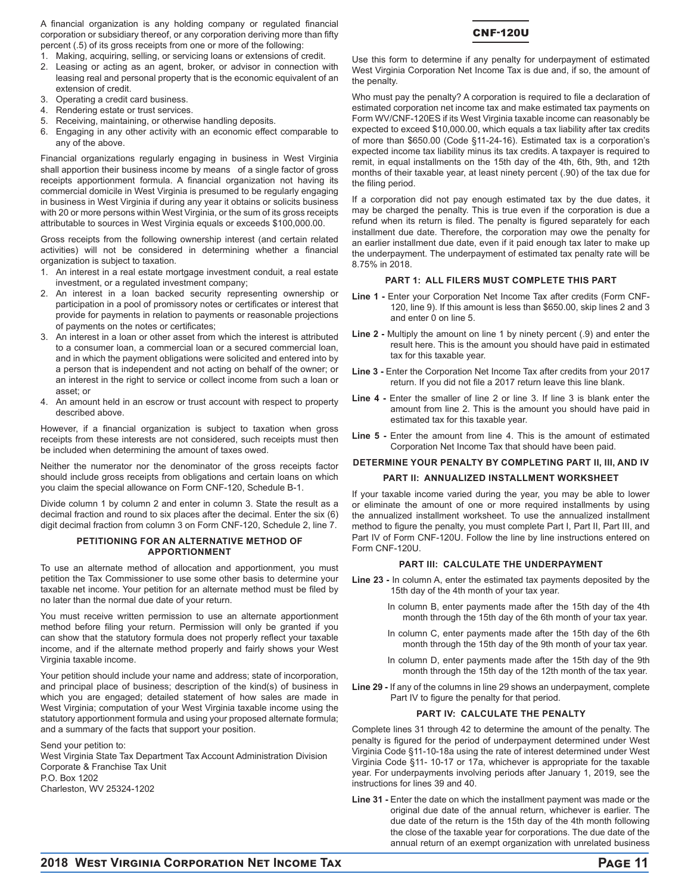A financial organization is any holding company or regulated financial corporation or subsidiary thereof, or any corporation deriving more than fifty percent (.5) of its gross receipts from one or more of the following:

1. Making, acquiring, selling, or servicing loans or extensions of credit.
2. Leasing or acting as an agent, broker, or advisor in connection with leasing real and personal property that is the economic equivalent of an extension of credit.
3. Operating a credit card business.
4. Rendering estate or trust services.
5. Receiving, maintaining, or otherwise handling deposits.
6. Engaging in any other activity with an economic effect comparable to any of the above.

Financial organizations regularly engaging in business in West Virginia shall apportion their business income by means of a single factor of gross receipts apportionment formula. A financial organization not having its commercial domicile in West Virginia is presumed to be regularly engaging in business in West Virginia if during any year it obtains or solicits business with 20 or more persons within West Virginia, or the sum of its gross receipts attributable to sources in West Virginia equals or exceeds $100,000.00.

Gross receipts from the following ownership interest (and certain related activities) will not be considered in determining whether a financial organization is subject to taxation.

1. An interest in a real estate mortgage investment conduit, a real estate investment, or a regulated investment company;
2. An interest in a loan backed security representing ownership or participation in a pool of promissory notes or certificates or interest that provide for payments in relation to payments or reasonable projections of payments on the notes or certificates;
3. An interest in a loan or other asset from which the interest is attributed to a consumer loan, a commercial loan or a secured commercial loan, and in which the payment obligations were solicited and entered into by a person that is independent and not acting on behalf of the owner; or an interest in the right to service or collect income from such a loan or asset; or
4. An amount held in an escrow or trust account with respect to property described above.

However, if a financial organization is subject to taxation when gross receipts from these interests are not considered, such receipts must then be included when determining the amount of taxes owed.

Neither the numerator nor the denominator of the gross receipts factor should include gross receipts from obligations and certain loans on which you claim the special allowance on Form CNF-120, Schedule B-1.

Divide column 1 by column 2 and enter in column 3. State the result as a decimal fraction and round to six places after the decimal. Enter the six (6) digit decimal fraction from column 3 on Form CNF-120, Schedule 2, line 7.

### PETITIONING FOR AN ALTERNATIVE METHOD OF APPORTIONMENT

To use an alternate method of allocation and apportionment, you must petition the Tax Commissioner to use some other basis to determine your taxable net income. Your petition for an alternate method must be filed by no later than the normal due date of your return.

You must receive written permission to use an alternate apportionment method before filing your return. Permission will only be granted if you can show that the statutory formula does not properly reflect your taxable income, and if the alternate method properly and fairly shows your West Virginia taxable income.

Your petition should include your name and address; state of incorporation, and principal place of business; description of the kind(s) of business in which you are engaged; detailed statement of how sales are made in West Virginia; computation of your West Virginia taxable income using the statutory apportionment formula and using your proposed alternate formula; and a summary of the facts that support your position.

Send your petition to:
West Virginia State Tax Department Tax Account Administration Division
Corporate & Franchise Tax Unit
P.O. Box 1202
Charleston, WV 25324-1202

## CNF-120U

Use this form to determine if any penalty for underpayment of estimated West Virginia Corporation Net Income Tax is due and, if so, the amount of the penalty.

Who must pay the penalty? A corporation is required to file a declaration of estimated corporation net income tax and make estimated tax payments on Form WV/CNF-120ES if its West Virginia taxable income can reasonably be expected to exceed $10,000.00, which equals a tax liability after tax credits of more than $650.00 (Code §11-24-16). Estimated tax is a corporation's expected income tax liability minus its tax credits. A taxpayer is required to remit, in equal installments on the 15th day of the 4th, 6th, 9th, and 12th months of their taxable year, at least ninety percent (.90) of the tax due for the filing period.

If a corporation did not pay enough estimated tax by the due dates, it may be charged the penalty. This is true even if the corporation is due a refund when its return is filed. The penalty is figured separately for each installment due date. Therefore, the corporation may owe the penalty for an earlier installment due date, even if it paid enough tax later to make up the underpayment. The underpayment of estimated tax penalty rate will be 8.75% in 2018.

### PART 1: ALL FILERS MUST COMPLETE THIS PART

**Line 1 -** Enter your Corporation Net Income Tax after credits (Form CNF-120, line 9). If this amount is less than $650.00, skip lines 2 and 3 and enter 0 on line 5.

**Line 2 -** Multiply the amount on line 1 by ninety percent (.9) and enter the result here. This is the amount you should have paid in estimated tax for this taxable year.

**Line 3 -** Enter the Corporation Net Income Tax after credits from your 2017 return. If you did not file a 2017 return leave this line blank.

**Line 4 -** Enter the smaller of line 2 or line 3. If line 3 is blank enter the amount from line 2. This is the amount you should have paid in estimated tax for this taxable year.

**Line 5 -** Enter the amount from line 4. This is the amount of estimated Corporation Net Income Tax that should have been paid.

### DETERMINE YOUR PENALTY BY COMPLETING PART II, III, AND IV

### PART II: ANNUALIZED INSTALLMENT WORKSHEET

If your taxable income varied during the year, you may be able to lower or eliminate the amount of one or more required installments by using the annualized installment worksheet. To use the annualized installment method to figure the penalty, you must complete Part I, Part II, Part III, and Part IV of Form CNF-120U. Follow the line by line instructions entered on Form CNF-120U.

### PART III: CALCULATE THE UNDERPAYMENT

**Line 23 -** In column A, enter the estimated tax payments deposited by the 15th day of the 4th month of your tax year.

In column B, enter payments made after the 15th day of the 4th month through the 15th day of the 6th month of your tax year.

In column C, enter payments made after the 15th day of the 6th month through the 15th day of the 9th month of your tax year.

In column D, enter payments made after the 15th day of the 9th month through the 15th day of the 12th month of the tax year.

**Line 29 -** If any of the columns in line 29 shows an underpayment, complete Part IV to figure the penalty for that period.

### PART IV: CALCULATE THE PENALTY

Complete lines 31 through 42 to determine the amount of the penalty. The penalty is figured for the period of underpayment determined under West Virginia Code §11-10-18a using the rate of interest determined under West Virginia Code §11- 10-17 or 17a, whichever is appropriate for the taxable year. For underpayments involving periods after January 1, 2019, see the instructions for lines 39 and 40.

**Line 31 -** Enter the date on which the installment payment was made or the original due date of the annual return, whichever is earlier. The due date of the return is the 15th day of the 4th month following the close of the taxable year for corporations. The due date of the annual return of an exempt organization with unrelated business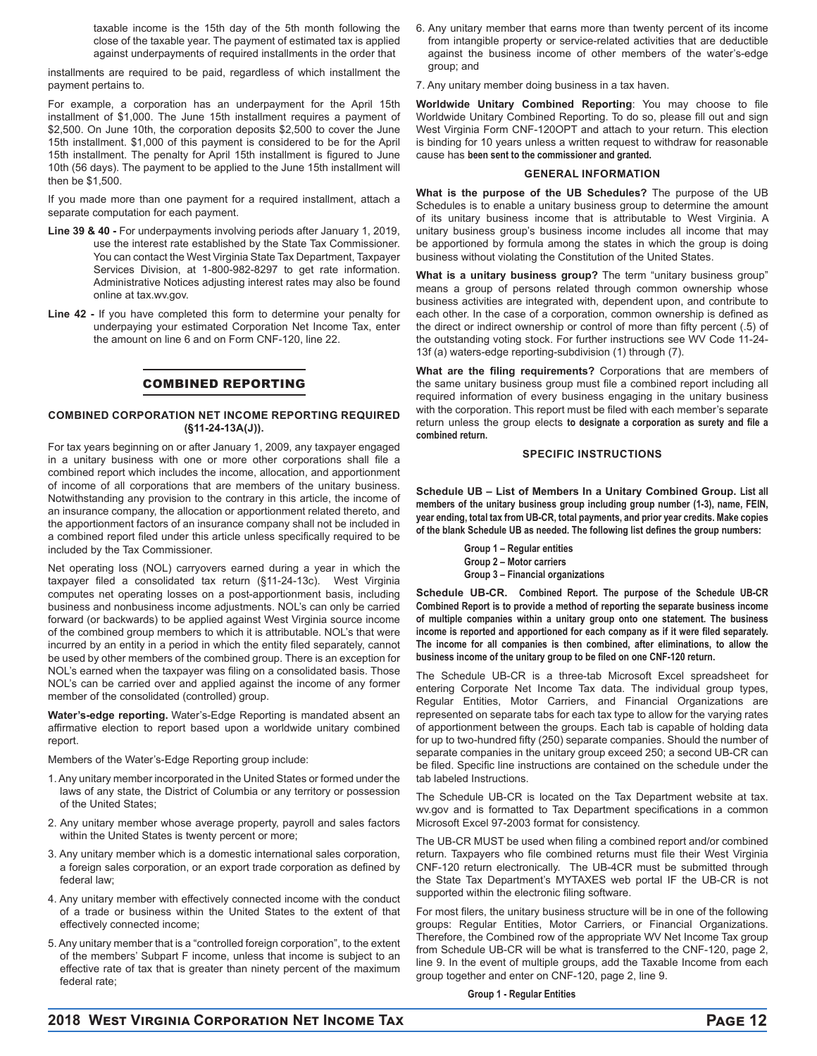taxable income is the 15th day of the 5th month following the close of the taxable year. The payment of estimated tax is applied against underpayments of required installments in the order that

installments are required to be paid, regardless of which installment the payment pertains to.

For example, a corporation has an underpayment for the April 15th installment of $1,000. The June 15th installment requires a payment of $2,500. On June 10th, the corporation deposits $2,500 to cover the June 15th installment. $1,000 of this payment is considered to be for the April 15th installment. The penalty for April 15th installment is figured to June 10th (56 days). The payment to be applied to the June 15th installment will then be $1,500.

If you made more than one payment for a required installment, attach a separate computation for each payment.

**Line 39 & 40 -** For underpayments involving periods after January 1, 2019, use the interest rate established by the State Tax Commissioner. You can contact the West Virginia State Tax Department, Taxpayer Services Division, at 1-800-982-8297 to get rate information. Administrative Notices adjusting interest rates may also be found online at tax.wv.gov.

**Line 42 -** If you have completed this form to determine your penalty for underpaying your estimated Corporation Net Income Tax, enter the amount on line 6 and on Form CNF-120, line 22.

## COMBINED REPORTING

### COMBINED CORPORATION NET INCOME REPORTING REQUIRED (§11-24-13A(J)).

For tax years beginning on or after January 1, 2009, any taxpayer engaged in a unitary business with one or more other corporations shall file a combined report which includes the income, allocation, and apportionment of income of all corporations that are members of the unitary business. Notwithstanding any provision to the contrary in this article, the income of an insurance company, the allocation or apportionment related thereto, and the apportionment factors of an insurance company shall not be included in a combined report filed under this article unless specifically required to be included by the Tax Commissioner.

Net operating loss (NOL) carryovers earned during a year in which the taxpayer filed a consolidated tax return (§11-24-13c). West Virginia computes net operating losses on a post-apportionment basis, including business and nonbusiness income adjustments. NOL's can only be carried forward (or backwards) to be applied against West Virginia source income of the combined group members to which it is attributable. NOL's that were incurred by an entity in a period in which the entity filed separately, cannot be used by other members of the combined group. There is an exception for NOL's earned when the taxpayer was filing on a consolidated basis. Those NOL's can be carried over and applied against the income of any former member of the consolidated (controlled) group.

**Water's-edge reporting.** Water's-Edge Reporting is mandated absent an affirmative election to report based upon a worldwide unitary combined report.

Members of the Water's-Edge Reporting group include:

1. Any unitary member incorporated in the United States or formed under the laws of any state, the District of Columbia or any territory or possession of the United States;
2. Any unitary member whose average property, payroll and sales factors within the United States is twenty percent or more;
3. Any unitary member which is a domestic international sales corporation, a foreign sales corporation, or an export trade corporation as defined by federal law;
4. Any unitary member with effectively connected income with the conduct of a trade or business within the United States to the extent of that effectively connected income;
5. Any unitary member that is a "controlled foreign corporation", to the extent of the members' Subpart F income, unless that income is subject to an effective rate of tax that is greater than ninety percent of the maximum federal rate;
6. Any unitary member that earns more than twenty percent of its income from intangible property or service-related activities that are deductible against the business income of other members of the water's-edge group; and
7. Any unitary member doing business in a tax haven.

**Worldwide Unitary Combined Reporting**: You may choose to file Worldwide Unitary Combined Reporting. To do so, please fill out and sign West Virginia Form CNF-120OPT and attach to your return. This election is binding for 10 years unless a written request to withdraw for reasonable cause has **been sent to the commissioner and granted.**

### GENERAL INFORMATION

**What is the purpose of the UB Schedules?** The purpose of the UB Schedules is to enable a unitary business group to determine the amount of its unitary business income that is attributable to West Virginia. A unitary business group's business income includes all income that may be apportioned by formula among the states in which the group is doing business without violating the Constitution of the United States.

**What is a unitary business group?** The term "unitary business group" means a group of persons related through common ownership whose business activities are integrated with, dependent upon, and contribute to each other. In the case of a corporation, common ownership is defined as the direct or indirect ownership or control of more than fifty percent (.5) of the outstanding voting stock. For further instructions see WV Code 11-24-13f (a) waters-edge reporting-subdivision (1) through (7).

**What are the filing requirements?** Corporations that are members of the same unitary business group must file a combined report including all required information of every business engaging in the unitary business with the corporation. This report must be filed with each member's separate return unless the group elects **to designate a corporation as surety and file a combined return.**

### SPECIFIC INSTRUCTIONS

**Schedule UB – List of Members In a Unitary Combined Group. List all members of the unitary business group including group number (1-3), name, FEIN, year ending, total tax from UB-CR, total payments, and prior year credits. Make copies of the blank Schedule UB as needed. The following list defines the group numbers:**

**Group 1 – Regular entities**
**Group 2 – Motor carriers**
**Group 3 – Financial organizations**

**Schedule UB-CR. Combined Report. The purpose of the Schedule UB-CR Combined Report is to provide a method of reporting the separate business income of multiple companies within a unitary group onto one statement. The business income is reported and apportioned for each company as if it were filed separately. The income for all companies is then combined, after eliminations, to allow the business income of the unitary group to be filed on one CNF-120 return.**

The Schedule UB-CR is a three-tab Microsoft Excel spreadsheet for entering Corporate Net Income Tax data. The individual group types, Regular Entities, Motor Carriers, and Financial Organizations are represented on separate tabs for each tax type to allow for the varying rates of apportionment between the groups. Each tab is capable of holding data for up to two-hundred fifty (250) separate companies. Should the number of separate companies in the unitary group exceed 250; a second UB-CR can be filed. Specific line instructions are contained on the schedule under the tab labeled Instructions.

The Schedule UB-CR is located on the Tax Department website at tax.wv.gov and is formatted to Tax Department specifications in a common Microsoft Excel 97-2003 format for consistency.

The UB-CR MUST be used when filing a combined report and/or combined return. Taxpayers who file combined returns must file their West Virginia CNF-120 return electronically. The UB-4CR must be submitted through the State Tax Department's MYTAXES web portal IF the UB-CR is not supported within the electronic filing software.

For most filers, the unitary business structure will be in one of the following groups: Regular Entities, Motor Carriers, or Financial Organizations. Therefore, the Combined row of the appropriate WV Net Income Tax group from Schedule UB-CR will be what is transferred to the CNF-120, page 2, line 9. In the event of multiple groups, add the Taxable Income from each group together and enter on CNF-120, page 2, line 9.

**Group 1 - Regular Entities**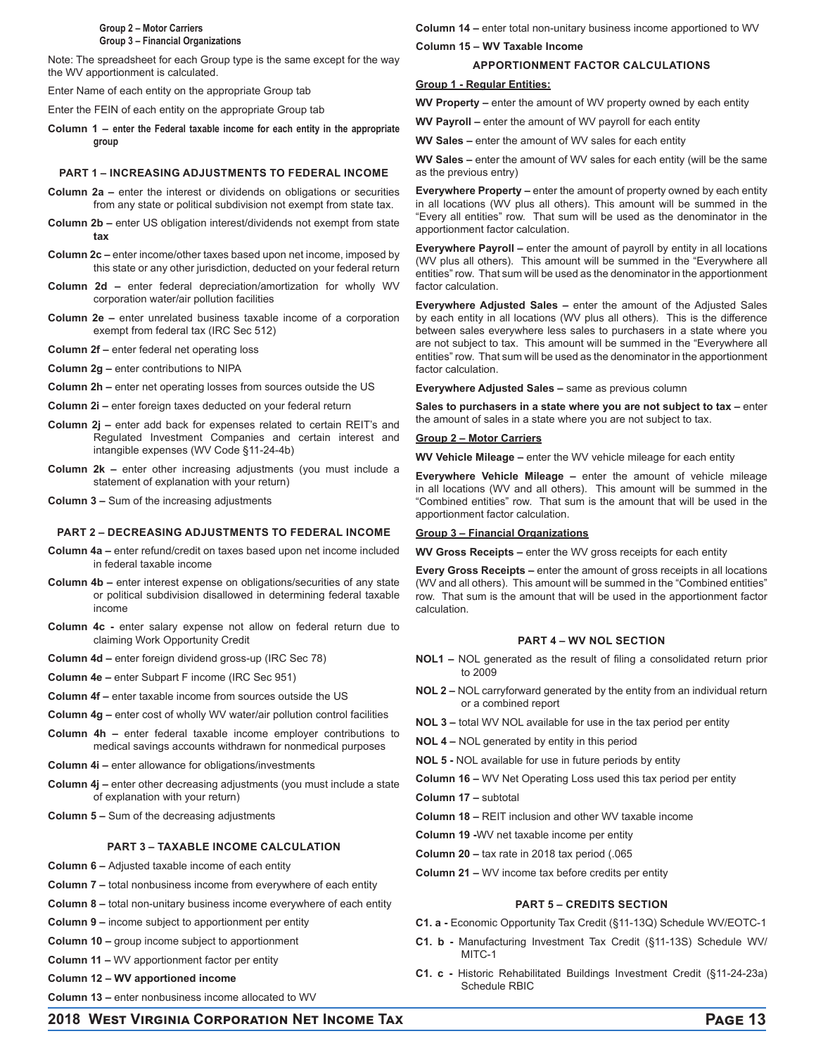**Group 2 – Motor Carriers**
**Group 3 – Financial Organizations**

Note: The spreadsheet for each Group type is the same except for the way the WV apportionment is calculated.

Enter Name of each entity on the appropriate Group tab

Enter the FEIN of each entity on the appropriate Group tab

**Column 1 – enter the Federal taxable income for each entity in the appropriate group**

### PART 1 – INCREASING ADJUSTMENTS TO FEDERAL INCOME

**Column 2a –** enter the interest or dividends on obligations or securities from any state or political subdivision not exempt from state tax.

**Column 2b –** enter US obligation interest/dividends not exempt from state **tax**

**Column 2c –** enter income/other taxes based upon net income, imposed by this state or any other jurisdiction, deducted on your federal return

**Column 2d –** enter federal depreciation/amortization for wholly WV corporation water/air pollution facilities

**Column 2e –** enter unrelated business taxable income of a corporation exempt from federal tax (IRC Sec 512)

**Column 2f –** enter federal net operating loss

**Column 2g –** enter contributions to NIPA

**Column 2h –** enter net operating losses from sources outside the US

**Column 2i –** enter foreign taxes deducted on your federal return

**Column 2j –** enter add back for expenses related to certain REIT's and Regulated Investment Companies and certain interest and intangible expenses (WV Code §11-24-4b)

**Column 2k –** enter other increasing adjustments (you must include a statement of explanation with your return)

**Column 3 –** Sum of the increasing adjustments

### PART 2 – DECREASING ADJUSTMENTS TO FEDERAL INCOME

**Column 4a –** enter refund/credit on taxes based upon net income included in federal taxable income

**Column 4b –** enter interest expense on obligations/securities of any state or political subdivision disallowed in determining federal taxable income

**Column 4c -** enter salary expense not allow on federal return due to claiming Work Opportunity Credit

**Column 4d –** enter foreign dividend gross-up (IRC Sec 78)

**Column 4e –** enter Subpart F income (IRC Sec 951)

**Column 4f –** enter taxable income from sources outside the US

**Column 4g –** enter cost of wholly WV water/air pollution control facilities

**Column 4h –** enter federal taxable income employer contributions to medical savings accounts withdrawn for nonmedical purposes

**Column 4i –** enter allowance for obligations/investments

**Column 4j –** enter other decreasing adjustments (you must include a state of explanation with your return)

**Column 5 –** Sum of the decreasing adjustments

### PART 3 – TAXABLE INCOME CALCULATION

**Column 6 –** Adjusted taxable income of each entity

**Column 7 –** total nonbusiness income from everywhere of each entity

**Column 8 –** total non-unitary business income everywhere of each entity

**Column 9 –** income subject to apportionment per entity

**Column 10 –** group income subject to apportionment

**Column 11 –** WV apportionment factor per entity

**Column 12 – WV apportioned income**

**Column 13 –** enter nonbusiness income allocated to WV

**Column 14 –** enter total non-unitary business income apportioned to WV

**Column 15 – WV Taxable Income**

### APPORTIONMENT FACTOR CALCULATIONS

**Group 1 - Regular Entities:**

**WV Property –** enter the amount of WV property owned by each entity

**WV Payroll –** enter the amount of WV payroll for each entity

**WV Sales –** enter the amount of WV sales for each entity

**WV Sales –** enter the amount of WV sales for each entity (will be the same as the previous entry)

**Everywhere Property –** enter the amount of property owned by each entity in all locations (WV plus all others). This amount will be summed in the "Every all entities" row. That sum will be used as the denominator in the apportionment factor calculation.

**Everywhere Payroll –** enter the amount of payroll by entity in all locations (WV plus all others). This amount will be summed in the "Everywhere all entities" row. That sum will be used as the denominator in the apportionment factor calculation.

**Everywhere Adjusted Sales –** enter the amount of the Adjusted Sales by each entity in all locations (WV plus all others). This is the difference between sales everywhere less sales to purchasers in a state where you are not subject to tax. This amount will be summed in the "Everywhere all entities" row. That sum will be used as the denominator in the apportionment factor calculation.

**Everywhere Adjusted Sales –** same as previous column

**Sales to purchasers in a state where you are not subject to tax –** enter the amount of sales in a state where you are not subject to tax.

**Group 2 – Motor Carriers**

**WV Vehicle Mileage –** enter the WV vehicle mileage for each entity

**Everywhere Vehicle Mileage –** enter the amount of vehicle mileage in all locations (WV and all others). This amount will be summed in the "Combined entities" row. That sum is the amount that will be used in the apportionment factor calculation.

**Group 3 – Financial Organizations**

**WV Gross Receipts –** enter the WV gross receipts for each entity

**Every Gross Receipts –** enter the amount of gross receipts in all locations (WV and all others). This amount will be summed in the "Combined entities" row. That sum is the amount that will be used in the apportionment factor calculation.

### PART 4 – WV NOL SECTION

**NOL1 –** NOL generated as the result of filing a consolidated return prior to 2009

**NOL 2 –** NOL carryforward generated by the entity from an individual return or a combined report

**NOL 3 –** total WV NOL available for use in the tax period per entity

**NOL 4 –** NOL generated by entity in this period

**NOL 5 -** NOL available for use in future periods by entity

**Column 16 –** WV Net Operating Loss used this tax period per entity

**Column 17 –** subtotal

**Column 18 –** REIT inclusion and other WV taxable income

**Column 19 -**WV net taxable income per entity

**Column 20 –** tax rate in 2018 tax period (.065

**Column 21 –** WV income tax before credits per entity

### PART 5 – CREDITS SECTION

**C1. a -** Economic Opportunity Tax Credit (§11-13Q) Schedule WV/EOTC-1

**C1. b -** Manufacturing Investment Tax Credit (§11-13S) Schedule WV/MITC-1

**C1. c -** Historic Rehabilitated Buildings Investment Credit (§11-24-23a) Schedule RBIC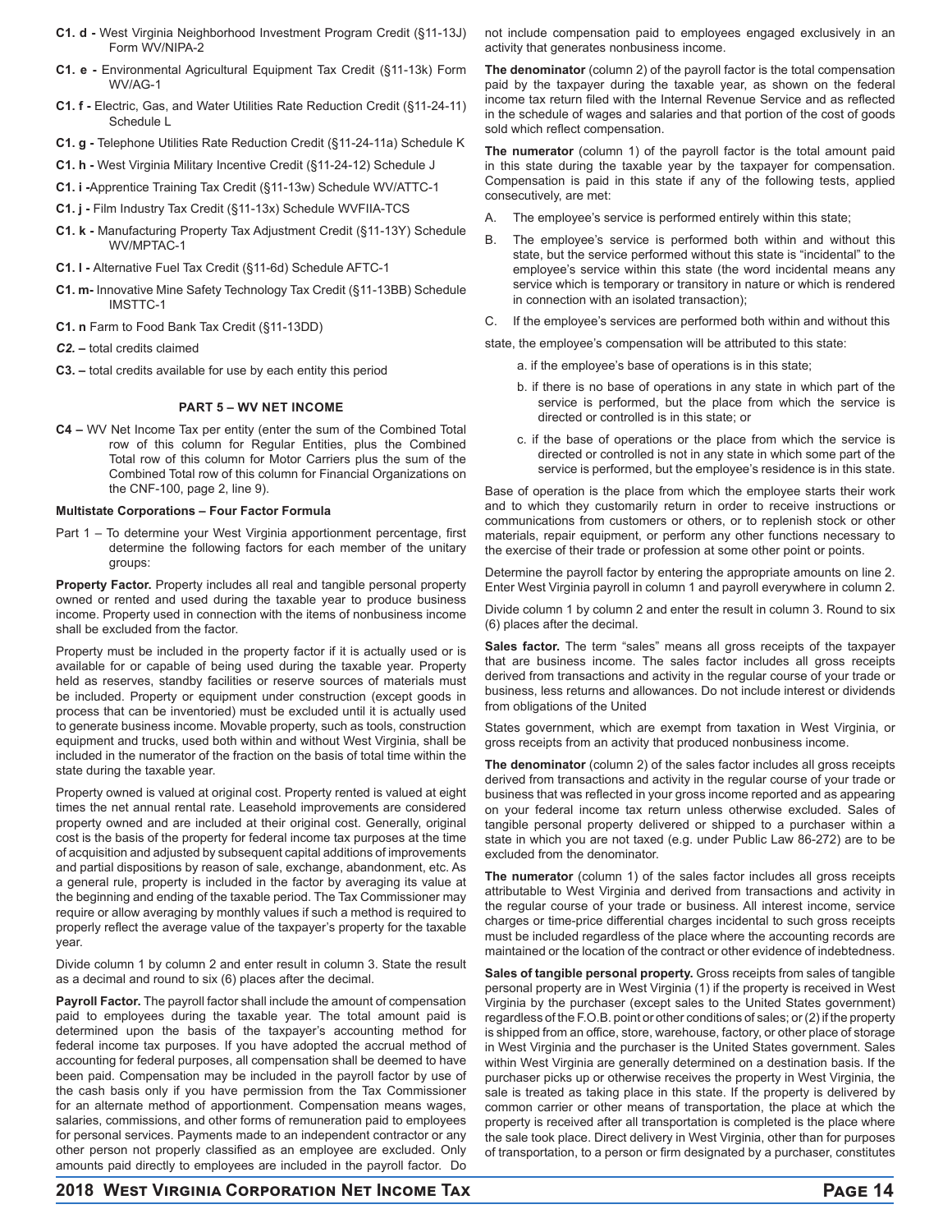**C1. d -** West Virginia Neighborhood Investment Program Credit (§11-13J) Form WV/NIPA-2

**C1. e -** Environmental Agricultural Equipment Tax Credit (§11-13k) Form WV/AG-1

**C1. f -** Electric, Gas, and Water Utilities Rate Reduction Credit (§11-24-11) Schedule L

**C1. g -** Telephone Utilities Rate Reduction Credit (§11-24-11a) Schedule K

**C1. h -** West Virginia Military Incentive Credit (§11-24-12) Schedule J

**C1. i -**Apprentice Training Tax Credit (§11-13w) Schedule WV/ATTC-1

**C1. j -** Film Industry Tax Credit (§11-13x) Schedule WVFIIA-TCS

**C1. k -** Manufacturing Property Tax Adjustment Credit (§11-13Y) Schedule WV/MPTAC-1

**C1. l -** Alternative Fuel Tax Credit (§11-6d) Schedule AFTC-1

**C1. m-** Innovative Mine Safety Technology Tax Credit (§11-13BB) Schedule IMSTTC-1

**C1. n** Farm to Food Bank Tax Credit (§11-13DD)

***C2.* –** total credits claimed

**C3. –** total credits available for use by each entity this period

#### PART 5 – WV NET INCOME

**C4 –** WV Net Income Tax per entity (enter the sum of the Combined Total row of this column for Regular Entities, plus the Combined Total row of this column for Motor Carriers plus the sum of the Combined Total row of this column for Financial Organizations on the CNF-100, page 2, line 9).

**Multistate Corporations – Four Factor Formula**

Part 1 – To determine your West Virginia apportionment percentage, first determine the following factors for each member of the unitary groups:

**Property Factor.** Property includes all real and tangible personal property owned or rented and used during the taxable year to produce business income. Property used in connection with the items of nonbusiness income shall be excluded from the factor.

Property must be included in the property factor if it is actually used or is available for or capable of being used during the taxable year. Property held as reserves, standby facilities or reserve sources of materials must be included. Property or equipment under construction (except goods in process that can be inventoried) must be excluded until it is actually used to generate business income. Movable property, such as tools, construction equipment and trucks, used both within and without West Virginia, shall be included in the numerator of the fraction on the basis of total time within the state during the taxable year.

Property owned is valued at original cost. Property rented is valued at eight times the net annual rental rate. Leasehold improvements are considered property owned and are included at their original cost. Generally, original cost is the basis of the property for federal income tax purposes at the time of acquisition and adjusted by subsequent capital additions of improvements and partial dispositions by reason of sale, exchange, abandonment, etc. As a general rule, property is included in the factor by averaging its value at the beginning and ending of the taxable period. The Tax Commissioner may require or allow averaging by monthly values if such a method is required to properly reflect the average value of the taxpayer's property for the taxable year.

Divide column 1 by column 2 and enter result in column 3. State the result as a decimal and round to six (6) places after the decimal.

**Payroll Factor.** The payroll factor shall include the amount of compensation paid to employees during the taxable year. The total amount paid is determined upon the basis of the taxpayer's accounting method for federal income tax purposes. If you have adopted the accrual method of accounting for federal purposes, all compensation shall be deemed to have been paid. Compensation may be included in the payroll factor by use of the cash basis only if you have permission from the Tax Commissioner for an alternate method of apportionment. Compensation means wages, salaries, commissions, and other forms of remuneration paid to employees for personal services. Payments made to an independent contractor or any other person not properly classified as an employee are excluded. Only amounts paid directly to employees are included in the payroll factor. Do not include compensation paid to employees engaged exclusively in an activity that generates nonbusiness income.

**The denominator** (column 2) of the payroll factor is the total compensation paid by the taxpayer during the taxable year, as shown on the federal income tax return filed with the Internal Revenue Service and as reflected in the schedule of wages and salaries and that portion of the cost of goods sold which reflect compensation.

**The numerator** (column 1) of the payroll factor is the total amount paid in this state during the taxable year by the taxpayer for compensation. Compensation is paid in this state if any of the following tests, applied consecutively, are met:

A. The employee's service is performed entirely within this state;

B. The employee's service is performed both within and without this state, but the service performed without this state is "incidental" to the employee's service within this state (the word incidental means any service which is temporary or transitory in nature or which is rendered in connection with an isolated transaction);

C. If the employee's services are performed both within and without this state, the employee's compensation will be attributed to this state:

   a. if the employee's base of operations is in this state;

   b. if there is no base of operations in any state in which part of the service is performed, but the place from which the service is directed or controlled is in this state; or

   c. if the base of operations or the place from which the service is directed or controlled is not in any state in which some part of the service is performed, but the employee's residence is in this state.

Base of operation is the place from which the employee starts their work and to which they customarily return in order to receive instructions or communications from customers or others, or to replenish stock or other materials, repair equipment, or perform any other functions necessary to the exercise of their trade or profession at some other point or place.

Determine the payroll factor by entering the appropriate amounts on line 2. Enter West Virginia payroll in column 1 and payroll everywhere in column 2.

Divide column 1 by column 2 and enter the result in column 3. Round to six (6) places after the decimal.

**Sales factor.** The term "sales" means all gross receipts of the taxpayer that are business income. The sales factor includes all gross receipts derived from transactions and activity in the regular course of your trade or business, less returns and allowances. Do not include interest or dividends from obligations of the United States government, which are exempt from taxation in West Virginia, or gross receipts from an activity that produced nonbusiness income.

**The denominator** (column 2) of the sales factor includes all gross receipts derived from transactions and activity in the regular course of your trade or business that was reflected in your gross income reported and as appearing on your federal income tax return unless otherwise excluded. Sales of tangible personal property delivered or shipped to a purchaser within a state in which you are not taxed (e.g. under Public Law 86-272) are to be excluded from the denominator.

**The numerator** (column 1) of the sales factor includes all gross receipts attributable to West Virginia and derived from transactions and activity in the regular course of your trade or business. All interest income, service charges or time-price differential charges incidental to such gross receipts must be included regardless of the place where the accounting records are maintained or the location of the contract or other evidence of indebtedness.

**Sales of tangible personal property.** Gross receipts from sales of tangible personal property are in West Virginia (1) if the property is received in West Virginia by the purchaser (except sales to the United States government) regardless of the F.O.B. point or other conditions of sales; or (2) if the property is shipped from an office, store, warehouse, factory, or other place of storage in West Virginia and the purchaser is the United States government. Sales within West Virginia are generally determined on a destination basis. If the purchaser picks up or otherwise receives the property in West Virginia, the sale is treated as taking place in this state. If the property is delivered by common carrier or other means of transportation, the place at which the property is received after all transportation is completed is the place where the sale took place. Direct delivery in West Virginia, other than for purposes of transportation, to a person or firm designated by a purchaser, constitutes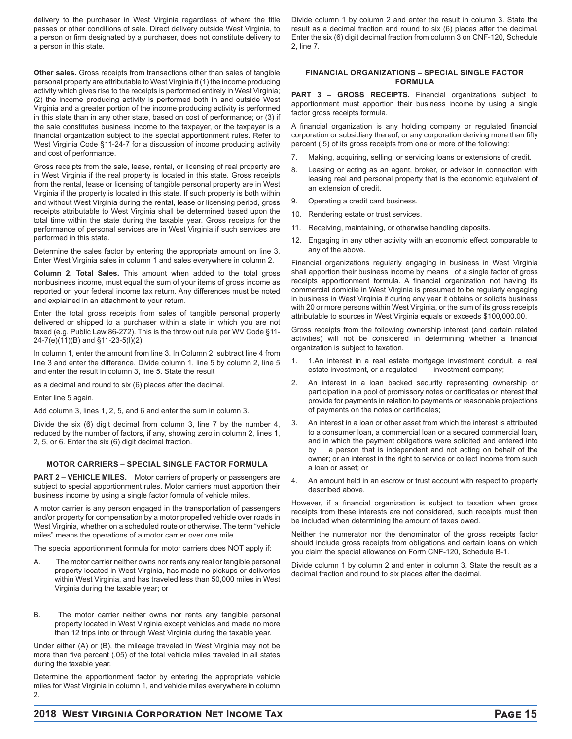delivery to the purchaser in West Virginia regardless of where the title passes or other conditions of sale. Direct delivery outside West Virginia, to a person or firm designated by a purchaser, does not constitute delivery to a person in this state.

**Other sales.** Gross receipts from transactions other than sales of tangible personal property are attributable to West Virginia if (1) the income producing activity which gives rise to the receipts is performed entirely in West Virginia; (2) the income producing activity is performed both in and outside West Virginia and a greater portion of the income producing activity is performed in this state than in any other state, based on cost of performance; or (3) if the sale constitutes business income to the taxpayer, or the taxpayer is a financial organization subject to the special apportionment rules. Refer to West Virginia Code §11-24-7 for a discussion of income producing activity and cost of performance.

Gross receipts from the sale, lease, rental, or licensing of real property are in West Virginia if the real property is located in this state. Gross receipts from the rental, lease or licensing of tangible personal property are in West Virginia if the property is located in this state. If such property is both within and without West Virginia during the rental, lease or licensing period, gross receipts attributable to West Virginia shall be determined based upon the total time within the state during the taxable year. Gross receipts for the performance of personal services are in West Virginia if such services are performed in this state.

Determine the sales factor by entering the appropriate amount on line 3. Enter West Virginia sales in column 1 and sales everywhere in column 2.

**Column 2. Total Sales.** This amount when added to the total gross nonbusiness income, must equal the sum of your items of gross income as reported on your federal income tax return. Any differences must be noted and explained in an attachment to your return.

Enter the total gross receipts from sales of tangible personal property delivered or shipped to a purchaser within a state in which you are not taxed (e.g. Public Law 86-272). This is the throw out rule per WV Code §11-24-7(e)(11)(B) and §11-23-5(I)(2).

In column 1, enter the amount from line 3. In Column 2, subtract line 4 from line 3 and enter the difference. Divide column 1, line 5 by column 2, line 5 and enter the result in column 3, line 5. State the result

as a decimal and round to six (6) places after the decimal.

Enter line 5 again.

Add column 3, lines 1, 2, 5, and 6 and enter the sum in column 3.

Divide the six (6) digit decimal from column 3, line 7 by the number 4, reduced by the number of factors, if any, showing zero in column 2, lines 1, 2, 5, or 6. Enter the six (6) digit decimal fraction.

### MOTOR CARRIERS – SPECIAL SINGLE FACTOR FORMULA

**PART 2 – VEHICLE MILES.** Motor carriers of property or passengers are subject to special apportionment rules. Motor carriers must apportion their business income by using a single factor formula of vehicle miles.

A motor carrier is any person engaged in the transportation of passengers and/or property for compensation by a motor propelled vehicle over roads in West Virginia, whether on a scheduled route or otherwise. The term "vehicle miles" means the operations of a motor carrier over one mile.

The special apportionment formula for motor carriers does NOT apply if:

A. The motor carrier neither owns nor rents any real or tangible personal property located in West Virginia, has made no pickups or deliveries within West Virginia, and has traveled less than 50,000 miles in West Virginia during the taxable year; or

B. The motor carrier neither owns nor rents any tangible personal property located in West Virginia except vehicles and made no more than 12 trips into or through West Virginia during the taxable year.

Under either (A) or (B), the mileage traveled in West Virginia may not be more than five percent (.05) of the total vehicle miles traveled in all states during the taxable year.

Determine the apportionment factor by entering the appropriate vehicle miles for West Virginia in column 1, and vehicle miles everywhere in column 2.

Divide column 1 by column 2 and enter the result in column 3. State the result as a decimal fraction and round to six (6) places after the decimal. Enter the six (6) digit decimal fraction from column 3 on CNF-120, Schedule 2, line 7.

### FINANCIAL ORGANIZATIONS – SPECIAL SINGLE FACTOR FORMULA

**PART 3 – GROSS RECEIPTS.** Financial organizations subject to apportionment must apportion their business income by using a single factor gross receipts formula.

A financial organization is any holding company or regulated financial corporation or subsidiary thereof, or any corporation deriving more than fifty percent (.5) of its gross receipts from one or more of the following:

7. Making, acquiring, selling, or servicing loans or extensions of credit.
8. Leasing or acting as an agent, broker, or advisor in connection with leasing real and personal property that is the economic equivalent of an extension of credit.
9. Operating a credit card business.
10. Rendering estate or trust services.
11. Receiving, maintaining, or otherwise handling deposits.
12. Engaging in any other activity with an economic effect comparable to any of the above.

Financial organizations regularly engaging in business in West Virginia shall apportion their business income by means of a single factor of gross receipts apportionment formula. A financial organization not having its commercial domicile in West Virginia is presumed to be regularly engaging in business in West Virginia if during any year it obtains or solicits business with 20 or more persons within West Virginia, or the sum of its gross receipts attributable to sources in West Virginia equals or exceeds $100,000.00.

Gross receipts from the following ownership interest (and certain related activities) will not be considered in determining whether a financial organization is subject to taxation.

1. 1.An interest in a real estate mortgage investment conduit, a real estate investment, or a regulated investment company;
2. An interest in a loan backed security representing ownership or participation in a pool of promissory notes or certificates or interest that provide for payments in relation to payments or reasonable projections of payments on the notes or certificates;
3. An interest in a loan or other asset from which the interest is attributed to a consumer loan, a commercial loan or a secured commercial loan, and in which the payment obligations were solicited and entered into by a person that is independent and not acting on behalf of the owner; or an interest in the right to service or collect income from such a loan or asset; or
4. An amount held in an escrow or trust account with respect to property described above.

However, if a financial organization is subject to taxation when gross receipts from these interests are not considered, such receipts must then be included when determining the amount of taxes owed.

Neither the numerator nor the denominator of the gross receipts factor should include gross receipts from obligations and certain loans on which you claim the special allowance on Form CNF-120, Schedule B-1.

Divide column 1 by column 2 and enter in column 3. State the result as a decimal fraction and round to six places after the decimal.